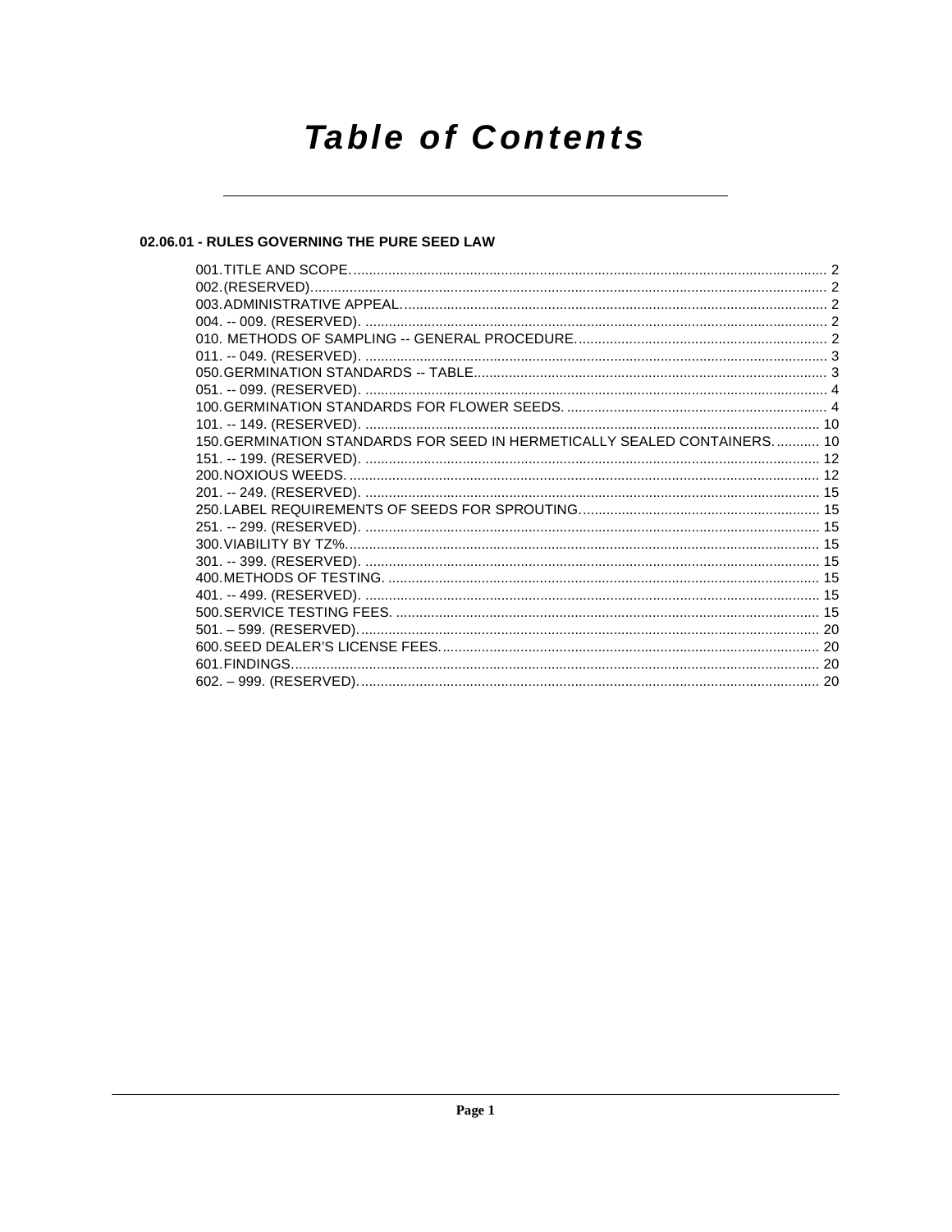# Table of Contents

## 02.06.01 - RULES GOVERNING THE PURE SEED LAW

001. TITLE AND SCOPE. ... 2
002. (RESERVED). ... 2
003. ADMINISTRATIVE APPEAL. ... 2
004. -- 009. (RESERVED). ... 2
010. METHODS OF SAMPLING -- GENERAL PROCEDURE. ... 2
011. -- 049. (RESERVED). ... 3
050. GERMINATION STANDARDS -- TABLE. ... 3
051. -- 099. (RESERVED). ... 4
100. GERMINATION STANDARDS FOR FLOWER SEEDS. ... 4
101. -- 149. (RESERVED). ... 10
150. GERMINATION STANDARDS FOR SEED IN HERMETICALLY SEALED CONTAINERS. ... 10
151. -- 199. (RESERVED). ... 12
200. NOXIOUS WEEDS. ... 12
201. -- 249. (RESERVED). ... 15
250. LABEL REQUIREMENTS OF SEEDS FOR SPROUTING. ... 15
251. -- 299. (RESERVED). ... 15
300. VIABILITY BY TZ%. ... 15
301. -- 399. (RESERVED). ... 15
400. METHODS OF TESTING. ... 15
401. -- 499. (RESERVED). ... 15
500. SERVICE TESTING FEES. ... 15
501. – 599. (RESERVED). ... 20
600. SEED DEALER'S LICENSE FEES. ... 20
601. FINDINGS. ... 20
602. – 999. (RESERVED). ... 20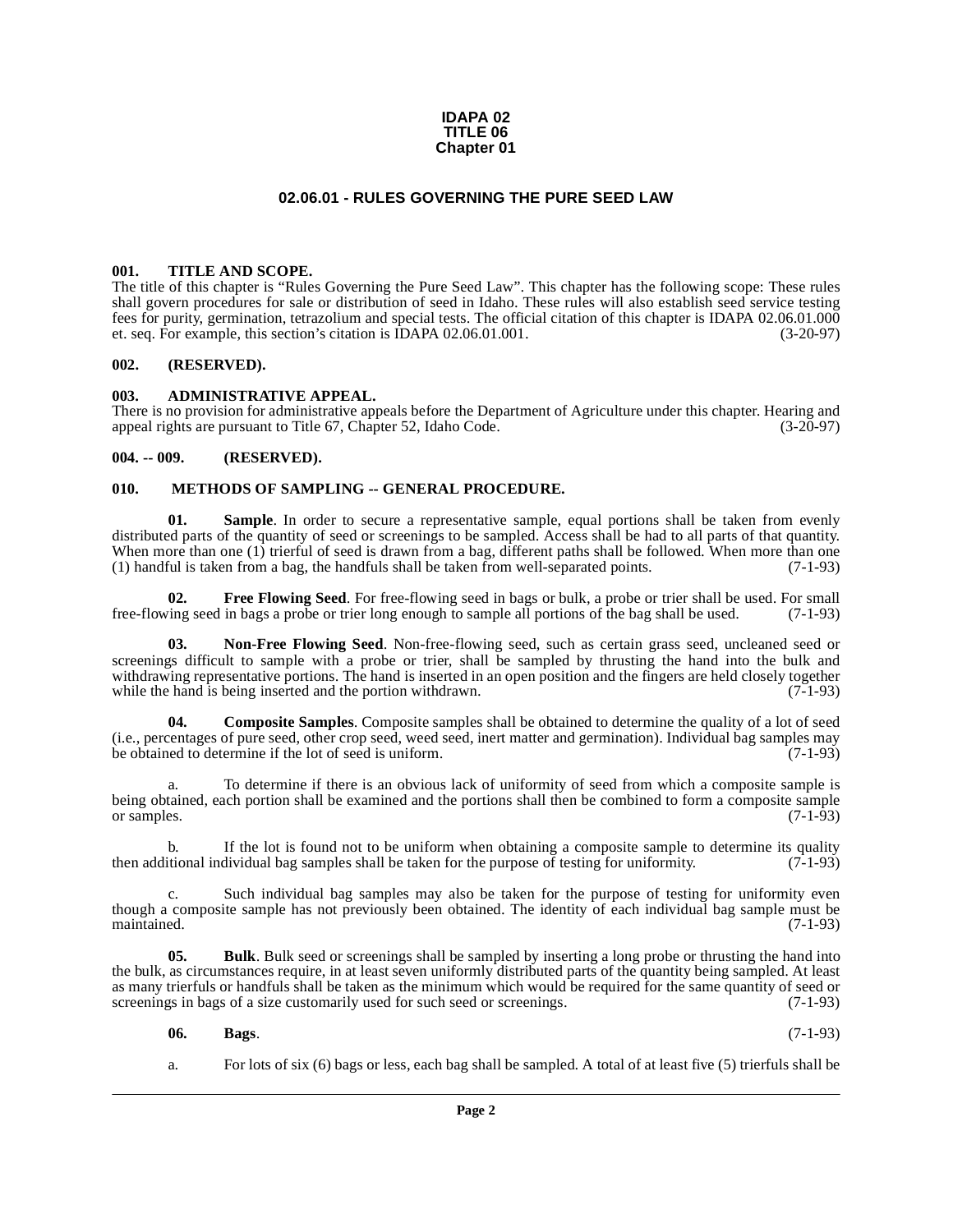**IDAPA 02**
**TITLE 06**
**Chapter 01**

# 02.06.01 - RULES GOVERNING THE PURE SEED LAW

## 001. TITLE AND SCOPE.

The title of this chapter is "Rules Governing the Pure Seed Law". This chapter has the following scope: These rules shall govern procedures for sale or distribution of seed in Idaho. These rules will also establish seed service testing fees for purity, germination, tetrazolium and special tests. The official citation of this chapter is IDAPA 02.06.01.000 et. seq. For example, this section's citation is IDAPA 02.06.01.001. (3-20-97)

## 002. (RESERVED).

## 003. ADMINISTRATIVE APPEAL.

There is no provision for administrative appeals before the Department of Agriculture under this chapter. Hearing and appeal rights are pursuant to Title 67, Chapter 52, Idaho Code. (3-20-97)

## 004. -- 009. (RESERVED).

## 010. METHODS OF SAMPLING -- GENERAL PROCEDURE.

**01. Sample**. In order to secure a representative sample, equal portions shall be taken from evenly distributed parts of the quantity of seed or screenings to be sampled. Access shall be had to all parts of that quantity. When more than one (1) trierful of seed is drawn from a bag, different paths shall be followed. When more than one (1) handful is taken from a bag, the handfuls shall be taken from well-separated points. (7-1-93)

**02. Free Flowing Seed**. For free-flowing seed in bags or bulk, a probe or trier shall be used. For small free-flowing seed in bags a probe or trier long enough to sample all portions of the bag shall be used. (7-1-93)

**03. Non-Free Flowing Seed**. Non-free-flowing seed, such as certain grass seed, uncleaned seed or screenings difficult to sample with a probe or trier, shall be sampled by thrusting the hand into the bulk and withdrawing representative portions. The hand is inserted in an open position and the fingers are held closely together while the hand is being inserted and the portion withdrawn. (7-1-93)

**04. Composite Samples**. Composite samples shall be obtained to determine the quality of a lot of seed (i.e., percentages of pure seed, other crop seed, weed seed, inert matter and germination). Individual bag samples may be obtained to determine if the lot of seed is uniform. (7-1-93)

a. To determine if there is an obvious lack of uniformity of seed from which a composite sample is being obtained, each portion shall be examined and the portions shall then be combined to form a composite sample or samples. (7-1-93)

b. If the lot is found not to be uniform when obtaining a composite sample to determine its quality then additional individual bag samples shall be taken for the purpose of testing for uniformity. (7-1-93)

c. Such individual bag samples may also be taken for the purpose of testing for uniformity even though a composite sample has not previously been obtained. The identity of each individual bag sample must be maintained. (7-1-93)

**05. Bulk**. Bulk seed or screenings shall be sampled by inserting a long probe or thrusting the hand into the bulk, as circumstances require, in at least seven uniformly distributed parts of the quantity being sampled. At least as many trierfuls or handfuls shall be taken as the minimum which would be required for the same quantity of seed or screenings in bags of a size customarily used for such seed or screenings. (7-1-93)

**06. Bags**. (7-1-93)

a. For lots of six (6) bags or less, each bag shall be sampled. A total of at least five (5) trierfuls shall be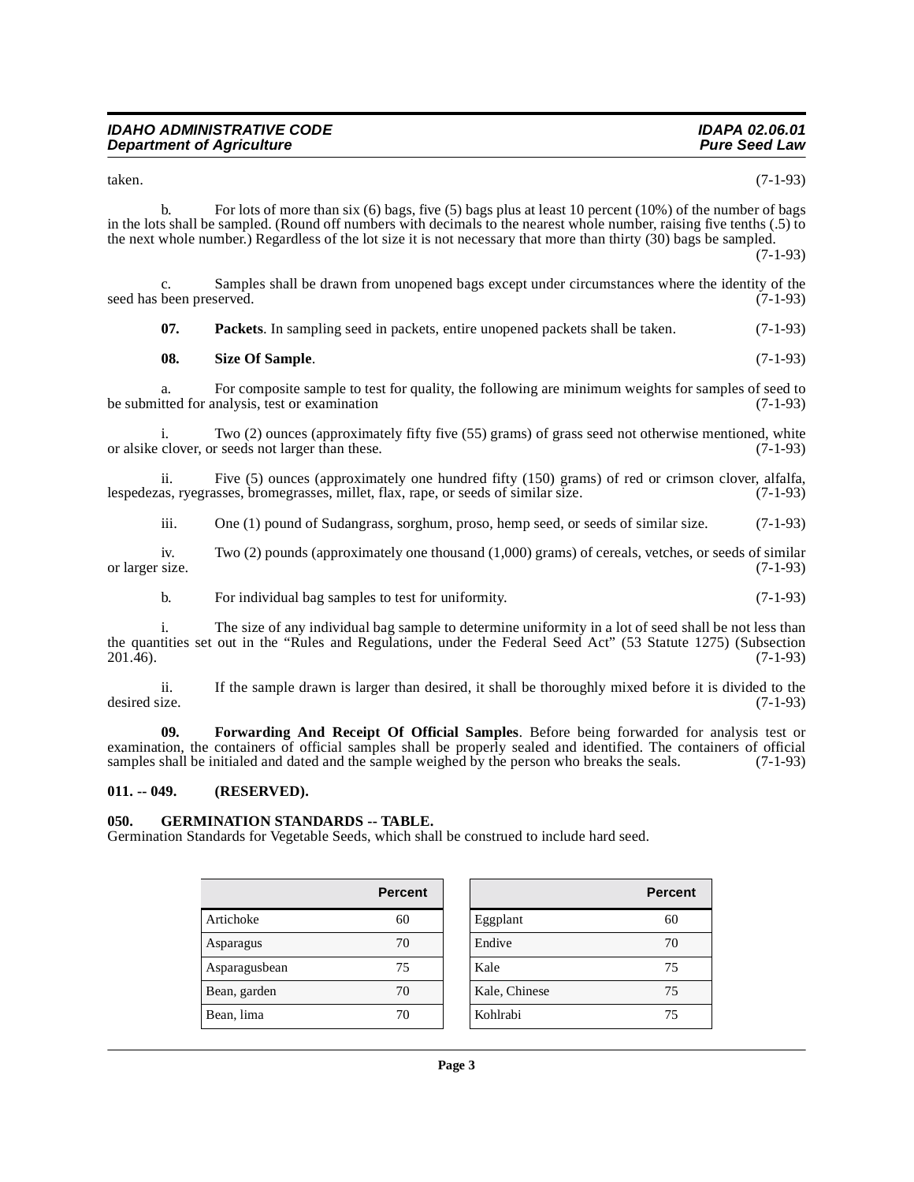taken. (7-1-93)

b. For lots of more than six (6) bags, five (5) bags plus at least 10 percent (10%) of the number of bags in the lots shall be sampled. (Round off numbers with decimals to the nearest whole number, raising five tenths (.5) to the next whole number.) Regardless of the lot size it is not necessary that more than thirty (30) bags be sampled. (7-1-93)

c. Samples shall be drawn from unopened bags except under circumstances where the identity of the seed has been preserved. (7-1-93)

**07. Packets**. In sampling seed in packets, entire unopened packets shall be taken. (7-1-93)

**08. Size Of Sample**. (7-1-93)

a. For composite sample to test for quality, the following are minimum weights for samples of seed to be submitted for analysis, test or examination (7-1-93)

i. Two (2) ounces (approximately fifty five (55) grams) of grass seed not otherwise mentioned, white or alsike clover, or seeds not larger than these. (7-1-93)

ii. Five (5) ounces (approximately one hundred fifty (150) grams) of red or crimson clover, alfalfa, lespedezas, ryegrasses, bromegrasses, millet, flax, rape, or seeds of similar size. (7-1-93)

iii. One (1) pound of Sudangrass, sorghum, proso, hemp seed, or seeds of similar size. (7-1-93)

iv. Two (2) pounds (approximately one thousand (1,000) grams) of cereals, vetches, or seeds of similar or larger size. (7-1-93)

b. For individual bag samples to test for uniformity. (7-1-93)

i. The size of any individual bag sample to determine uniformity in a lot of seed shall be not less than the quantities set out in the "Rules and Regulations, under the Federal Seed Act" (53 Statute 1275) (Subsection 201.46). (7-1-93)

ii. If the sample drawn is larger than desired, it shall be thoroughly mixed before it is divided to the desired size. (7-1-93)

**09. Forwarding And Receipt Of Official Samples**. Before being forwarded for analysis test or examination, the containers of official samples shall be properly sealed and identified. The containers of official samples shall be initialed and dated and the sample weighed by the person who breaks the seals. (7-1-93)

## 011. -- 049. (RESERVED).

## 050. GERMINATION STANDARDS -- TABLE.

Germination Standards for Vegetable Seeds, which shall be construed to include hard seed.

| | Percent |
|---|---|
| Artichoke | 60 |
| Asparagus | 70 |
| Asparagusbean | 75 |
| Bean, garden | 70 |
| Bean, lima | 70 |

| | Percent |
|---|---|
| Eggplant | 60 |
| Endive | 70 |
| Kale | 75 |
| Kale, Chinese | 75 |
| Kohlrabi | 75 |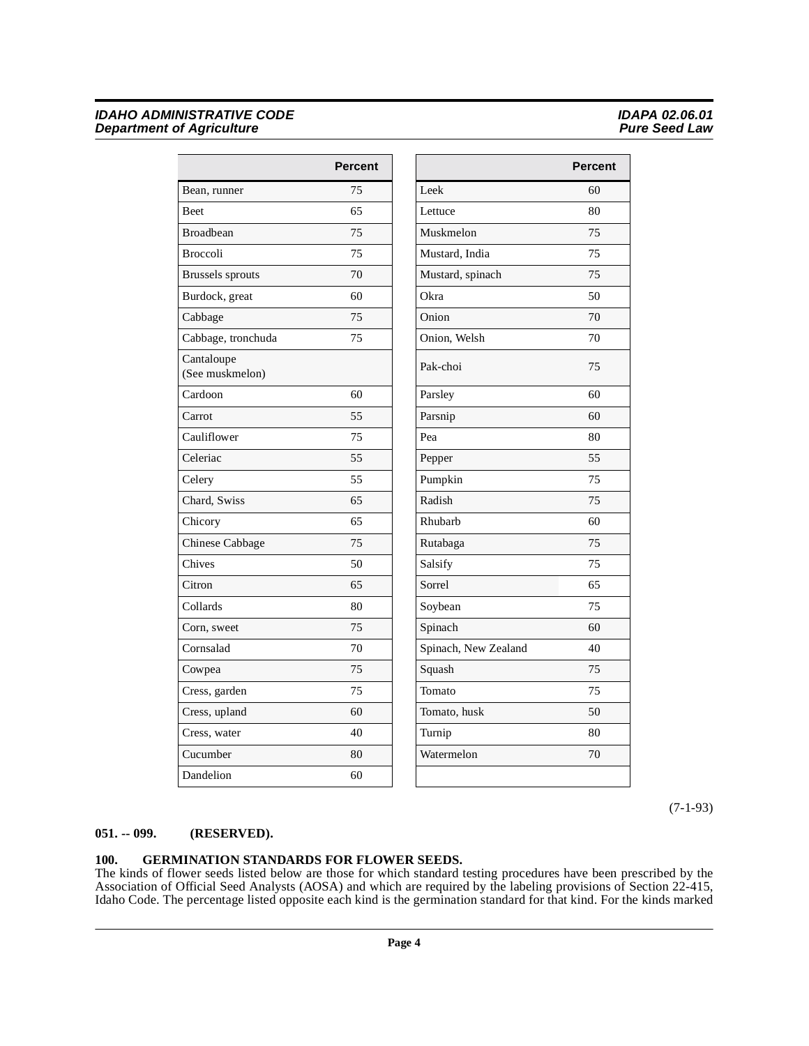| | Percent |
|---|---|
| Bean, runner | 75 |
| Beet | 65 |
| Broadbean | 75 |
| Broccoli | 75 |
| Brussels sprouts | 70 |
| Burdock, great | 60 |
| Cabbage | 75 |
| Cabbage, tronchuda | 75 |
| Cantaloupe (See muskmelon) | |
| Cardoon | 60 |
| Carrot | 55 |
| Cauliflower | 75 |
| Celeriac | 55 |
| Celery | 55 |
| Chard, Swiss | 65 |
| Chicory | 65 |
| Chinese Cabbage | 75 |
| Chives | 50 |
| Citron | 65 |
| Collards | 80 |
| Corn, sweet | 75 |
| Cornsalad | 70 |
| Cowpea | 75 |
| Cress, garden | 75 |
| Cress, upland | 60 |
| Cress, water | 40 |
| Cucumber | 80 |
| Dandelion | 60 |
| Leek | 60 |
| Lettuce | 80 |
| Muskmelon | 75 |
| Mustard, India | 75 |
| Mustard, spinach | 75 |
| Okra | 50 |
| Onion | 70 |
| Onion, Welsh | 70 |
| Pak-choi | 75 |
| Parsley | 60 |
| Parsnip | 60 |
| Pea | 80 |
| Pepper | 55 |
| Pumpkin | 75 |
| Radish | 75 |
| Rhubarb | 60 |
| Rutabaga | 75 |
| Salsify | 75 |
| Sorrel | 65 |
| Soybean | 75 |
| Spinach | 60 |
| Spinach, New Zealand | 40 |
| Squash | 75 |
| Tomato | 75 |
| Tomato, husk | 50 |
| Turnip | 80 |
| Watermelon | 70 |

(7-1-93)

**051. -- 099. (RESERVED).**

**100. GERMINATION STANDARDS FOR FLOWER SEEDS.**

The kinds of flower seeds listed below are those for which standard testing procedures have been prescribed by the Association of Official Seed Analysts (AOSA) and which are required by the labeling provisions of Section 22-415, Idaho Code. The percentage listed opposite each kind is the germination standard for that kind. For the kinds marked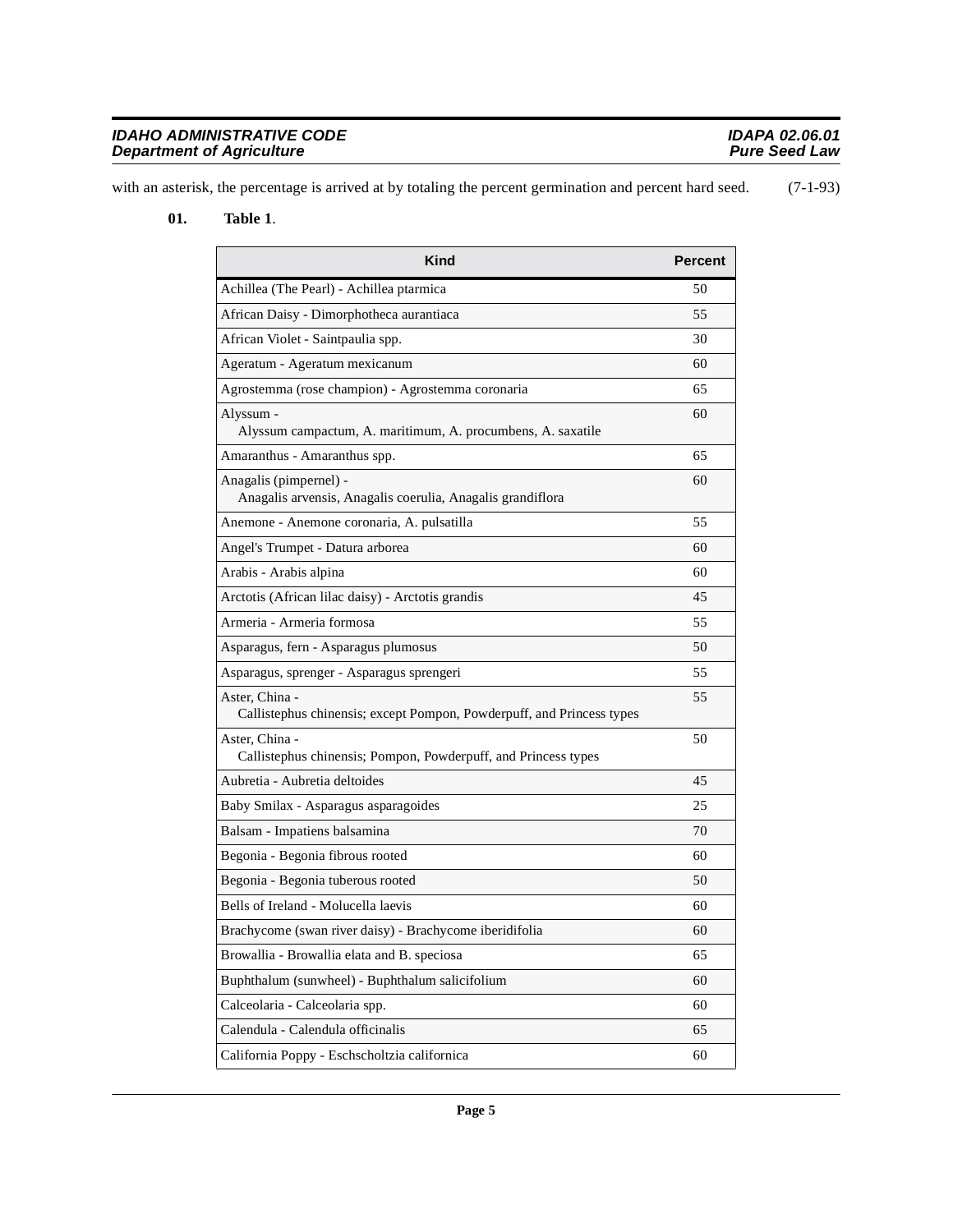with an asterisk, the percentage is arrived at by totaling the percent germination and percent hard seed. (7-1-93)

**01. Table 1**.

| Kind | Percent |
|---|---|
| Achillea (The Pearl) - Achillea ptarmica | 50 |
| African Daisy - Dimorphotheca aurantiaca | 55 |
| African Violet - Saintpaulia spp. | 30 |
| Ageratum - Ageratum mexicanum | 60 |
| Agrostemma (rose champion) - Agrostemma coronaria | 65 |
| Alyssum - Alyssum campactum, A. maritimum, A. procumbens, A. saxatile | 60 |
| Amaranthus - Amaranthus spp. | 65 |
| Anagalis (pimpernel) - Anagalis arvensis, Anagalis coerulia, Anagalis grandiflora | 60 |
| Anemone - Anemone coronaria, A. pulsatilla | 55 |
| Angel's Trumpet - Datura arborea | 60 |
| Arabis - Arabis alpina | 60 |
| Arctotis (African lilac daisy) - Arctotis grandis | 45 |
| Armeria - Armeria formosa | 55 |
| Asparagus, fern - Asparagus plumosus | 50 |
| Asparagus, sprenger - Asparagus sprengeri | 55 |
| Aster, China - Callistephus chinensis; except Pompon, Powderpuff, and Princess types | 55 |
| Aster, China - Callistephus chinensis; Pompon, Powderpuff, and Princess types | 50 |
| Aubretia - Aubretia deltoides | 45 |
| Baby Smilax - Asparagus asparagoides | 25 |
| Balsam - Impatiens balsamina | 70 |
| Begonia - Begonia fibrous rooted | 60 |
| Begonia - Begonia tuberous rooted | 50 |
| Bells of Ireland - Molucella laevis | 60 |
| Brachycome (swan river daisy) - Brachycome iberidifolia | 60 |
| Browallia - Browallia elata and B. speciosa | 65 |
| Buphthalum (sunwheel) - Buphthalum salicifolium | 60 |
| Calceolaria - Calceolaria spp. | 60 |
| Calendula - Calendula officinalis | 65 |
| California Poppy - Eschscholtzia californica | 60 |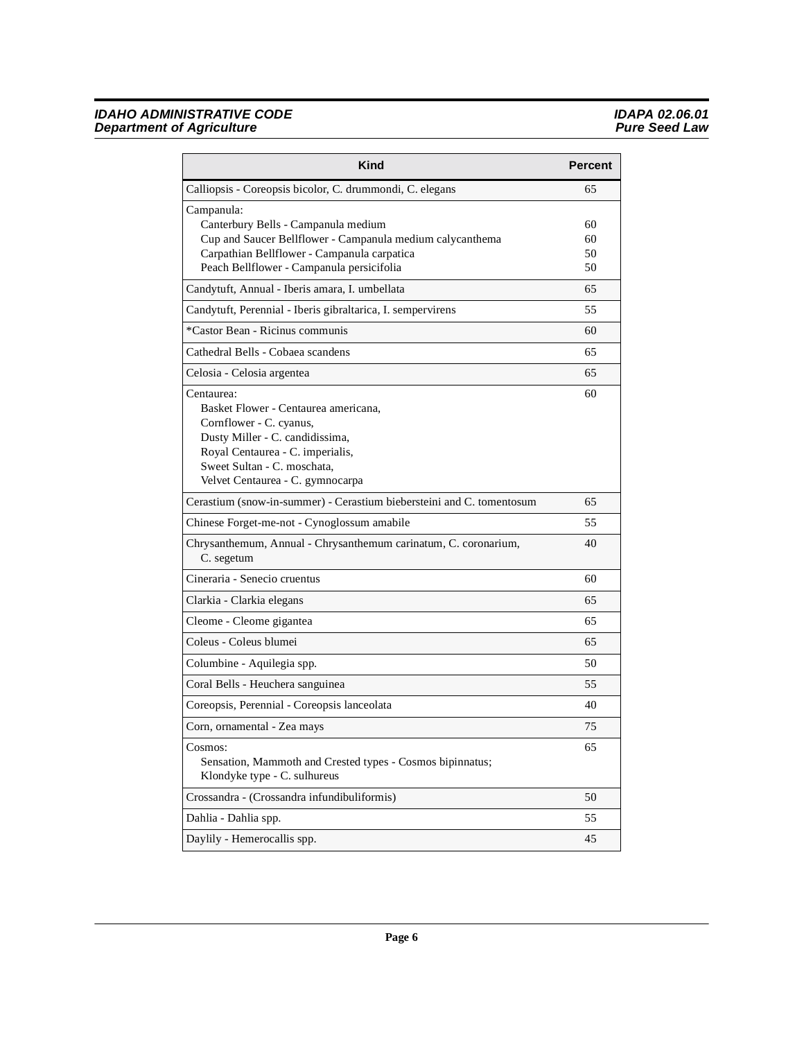| Kind | Percent |
|---|---|
| Calliopsis - Coreopsis bicolor, C. drummondi, C. elegans | 65 |
| Campanula:<br>Canterbury Bells - Campanula medium<br>Cup and Saucer Bellflower - Campanula medium calycanthema<br>Carpathian Bellflower - Campanula carpatica<br>Peach Bellflower - Campanula persicifolia | <br>60<br>60<br>50<br>50 |
| Candytuft, Annual - Iberis amara, I. umbellata | 65 |
| Candytuft, Perennial - Iberis gibraltarica, I. sempervirens | 55 |
| *Castor Bean - Ricinus communis | 60 |
| Cathedral Bells - Cobaea scandens | 65 |
| Celosia - Celosia argentea | 65 |
| Centaurea:<br>Basket Flower - Centaurea americana,<br>Cornflower - C. cyanus,<br>Dusty Miller - C. candidissima,<br>Royal Centaurea - C. imperialis,<br>Sweet Sultan - C. moschata,<br>Velvet Centaurea - C. gymnocarpa | 60 |
| Cerastium (snow-in-summer) - Cerastium biebersteini and C. tomentosum | 65 |
| Chinese Forget-me-not - Cynoglossum amabile | 55 |
| Chrysanthemum, Annual - Chrysanthemum carinatum, C. coronarium, C. segetum | 40 |
| Cineraria - Senecio cruentus | 60 |
| Clarkia - Clarkia elegans | 65 |
| Cleome - Cleome gigantea | 65 |
| Coleus - Coleus blumei | 65 |
| Columbine - Aquilegia spp. | 50 |
| Coral Bells - Heuchera sanguinea | 55 |
| Coreopsis, Perennial - Coreopsis lanceolata | 40 |
| Corn, ornamental - Zea mays | 75 |
| Cosmos:<br>Sensation, Mammoth and Crested types - Cosmos bipinnatus;<br>Klondyke type - C. sulhureus | 65 |
| Crossandra - (Crossandra infundibuliformis) | 50 |
| Dahlia - Dahlia spp. | 55 |
| Daylily - Hemerocallis spp. | 45 |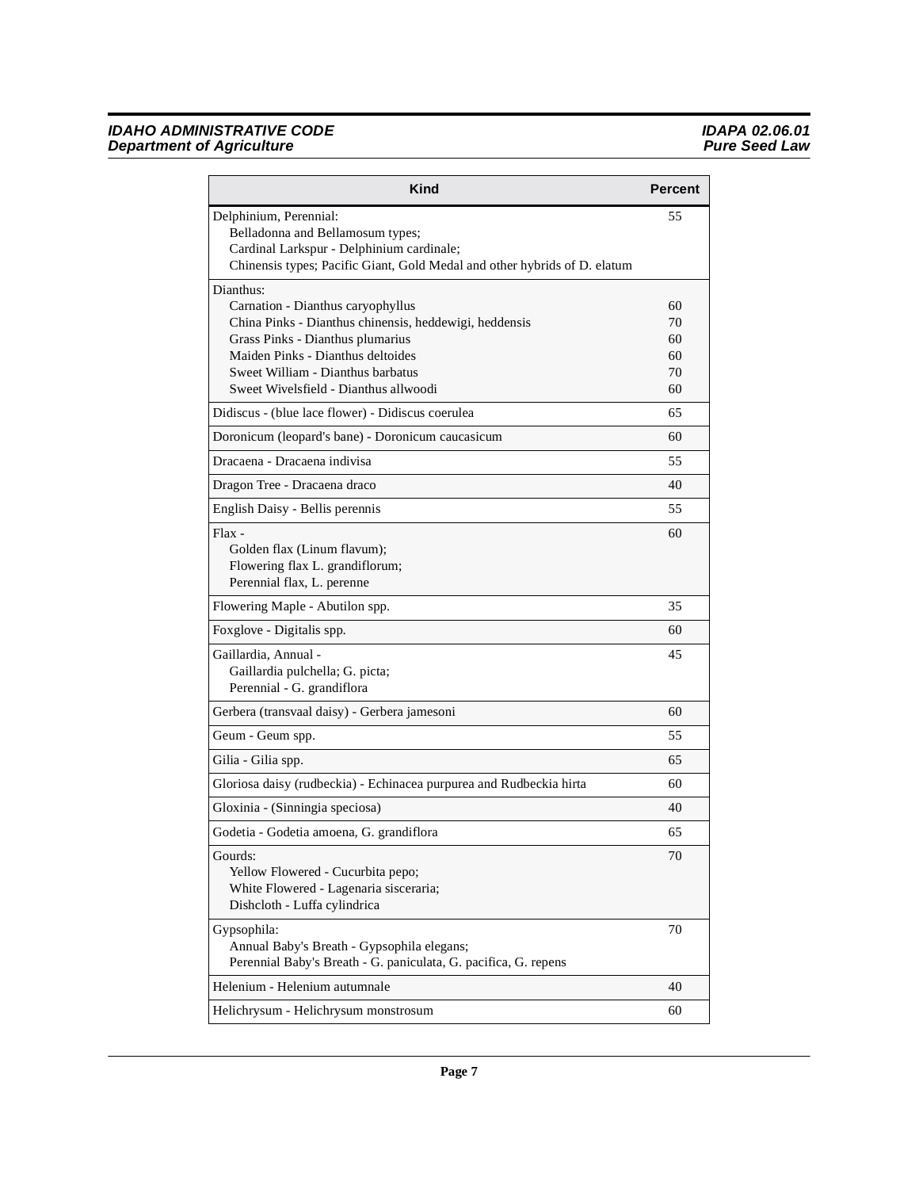| Kind | Percent |
|---|---|
| Delphinium, Perennial:<br>Belladonna and Bellamosum types;<br>Cardinal Larkspur - Delphinium cardinale;<br>Chinensis types; Pacific Giant, Gold Medal and other hybrids of D. elatum | 55 |
| Dianthus: | |
| Carnation - Dianthus caryophyllus | 60 |
| China Pinks - Dianthus chinensis, heddewigi, heddensis | 70 |
| Grass Pinks - Dianthus plumarius | 60 |
| Maiden Pinks - Dianthus deltoides | 60 |
| Sweet William - Dianthus barbatus | 70 |
| Sweet Wivelsfield - Dianthus allwoodi | 60 |
| Didiscus - (blue lace flower) - Didiscus coerulea | 65 |
| Doronicum (leopard's bane) - Doronicum caucasicum | 60 |
| Dracaena - Dracaena indivisa | 55 |
| Dragon Tree - Dracaena draco | 40 |
| English Daisy - Bellis perennis | 55 |
| Flax -<br>Golden flax (Linum flavum);<br>Flowering flax L. grandiflorum;<br>Perennial flax, L. perenne | 60 |
| Flowering Maple - Abutilon spp. | 35 |
| Foxglove - Digitalis spp. | 60 |
| Gaillardia, Annual -<br>Gaillardia pulchella; G. picta;<br>Perennial - G. grandiflora | 45 |
| Gerbera (transvaal daisy) - Gerbera jamesoni | 60 |
| Geum - Geum spp. | 55 |
| Gilia - Gilia spp. | 65 |
| Gloriosa daisy (rudbeckia) - Echinacea purpurea and Rudbeckia hirta | 60 |
| Gloxinia - (Sinningia speciosa) | 40 |
| Godetia - Godetia amoena, G. grandiflora | 65 |
| Gourds:<br>Yellow Flowered - Cucurbita pepo;<br>White Flowered - Lagenaria sisceraria;<br>Dishcloth - Luffa cylindrica | 70 |
| Gypsophila:<br>Annual Baby's Breath - Gypsophila elegans;<br>Perennial Baby's Breath - G. paniculata, G. pacifica, G. repens | 70 |
| Helenium - Helenium autumnale | 40 |
| Helichrysum - Helichrysum monstrosum | 60 |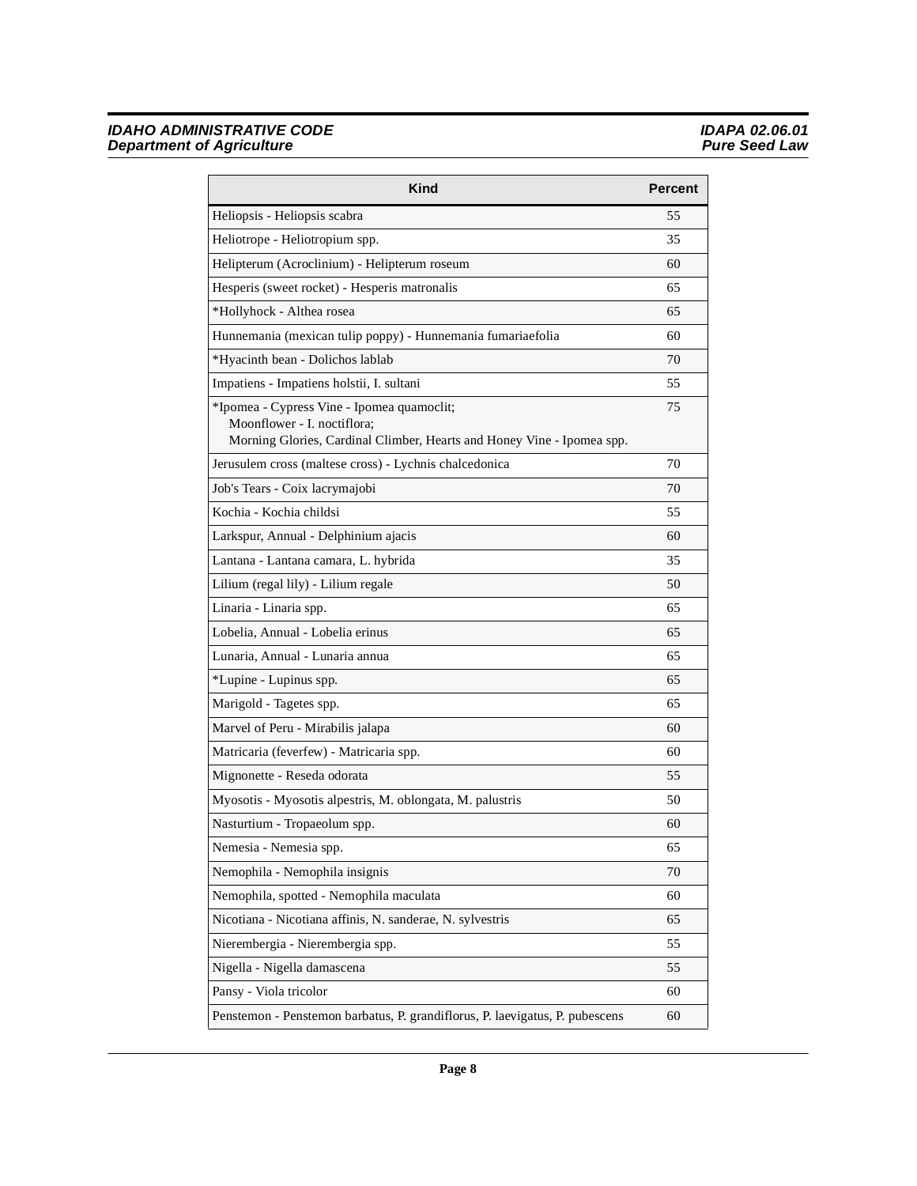| Kind | Percent |
|---|---|
| Heliopsis - Heliopsis scabra | 55 |
| Heliotrope - Heliotropium spp. | 35 |
| Helipterum (Acroclinium) - Helipterum roseum | 60 |
| Hesperis (sweet rocket) - Hesperis matronalis | 65 |
| *Hollyhock - Althea rosea | 65 |
| Hunnemania (mexican tulip poppy) - Hunnemania fumariaefolia | 60 |
| *Hyacinth bean - Dolichos lablab | 70 |
| Impatiens - Impatiens holstii, I. sultani | 55 |
| *Ipomea - Cypress Vine - Ipomea quamoclit; Moonflower - I. noctiflora; Morning Glories, Cardinal Climber, Hearts and Honey Vine - Ipomea spp. | 75 |
| Jerusulem cross (maltese cross) - Lychnis chalcedonica | 70 |
| Job's Tears - Coix lacrymajobi | 70 |
| Kochia - Kochia childsi | 55 |
| Larkspur, Annual - Delphinium ajacis | 60 |
| Lantana - Lantana camara, L. hybrida | 35 |
| Lilium (regal lily) - Lilium regale | 50 |
| Linaria - Linaria spp. | 65 |
| Lobelia, Annual - Lobelia erinus | 65 |
| Lunaria, Annual - Lunaria annua | 65 |
| *Lupine - Lupinus spp. | 65 |
| Marigold - Tagetes spp. | 65 |
| Marvel of Peru - Mirabilis jalapa | 60 |
| Matricaria (feverfew) - Matricaria spp. | 60 |
| Mignonette - Reseda odorata | 55 |
| Myosotis - Myosotis alpestris, M. oblongata, M. palustris | 50 |
| Nasturtium - Tropaeolum spp. | 60 |
| Nemesia - Nemesia spp. | 65 |
| Nemophila - Nemophila insignis | 70 |
| Nemophila, spotted - Nemophila maculata | 60 |
| Nicotiana - Nicotiana affinis, N. sanderae, N. sylvestris | 65 |
| Nierembergia - Nierembergia spp. | 55 |
| Nigella - Nigella damascena | 55 |
| Pansy - Viola tricolor | 60 |
| Penstemon - Penstemon barbatus, P. grandiflorus, P. laevigatus, P. pubescens | 60 |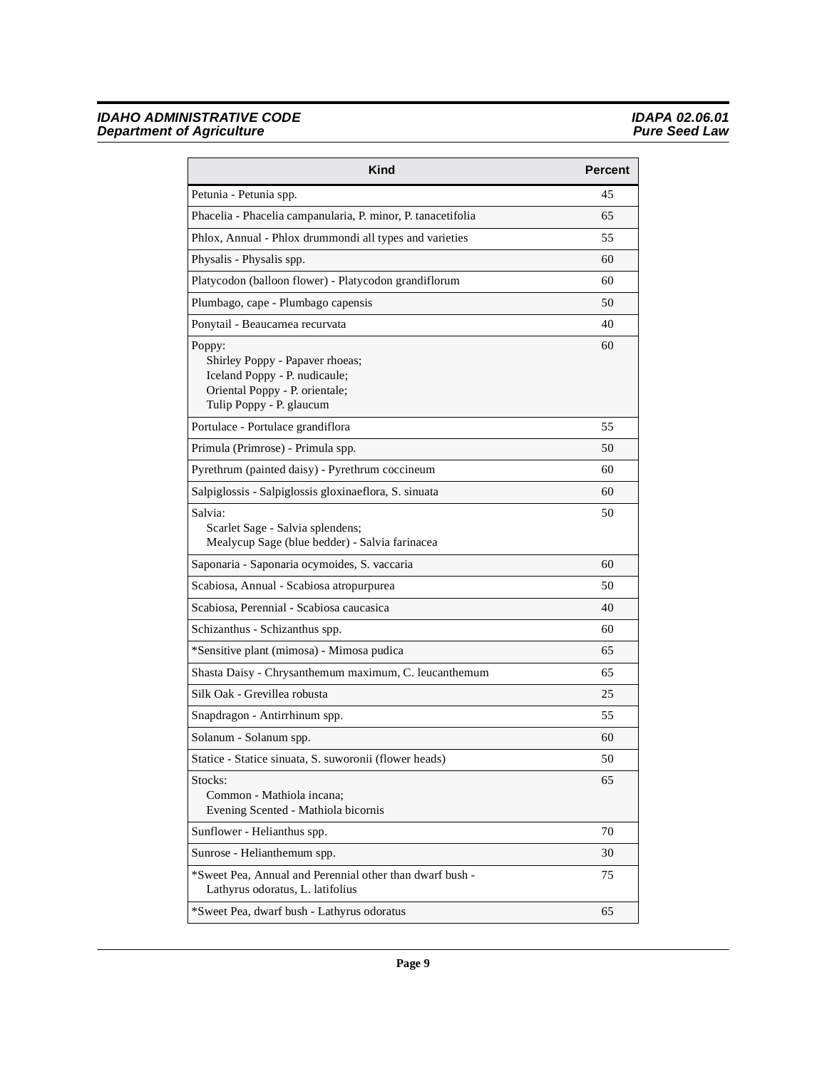| Kind | Percent |
|---|---|
| Petunia - Petunia spp. | 45 |
| Phacelia - Phacelia campanularia, P. minor, P. tanacetifolia | 65 |
| Phlox, Annual - Phlox drummondi all types and varieties | 55 |
| Physalis - Physalis spp. | 60 |
| Platycodon (balloon flower) - Platycodon grandiflorum | 60 |
| Plumbago, cape - Plumbago capensis | 50 |
| Ponytail - Beaucarnea recurvata | 40 |
| Poppy: Shirley Poppy - Papaver rhoeas; Iceland Poppy - P. nudicaule; Oriental Poppy - P. orientale; Tulip Poppy - P. glaucum | 60 |
| Portulace - Portulace grandiflora | 55 |
| Primula (Primrose) - Primula spp. | 50 |
| Pyrethrum (painted daisy) - Pyrethrum coccineum | 60 |
| Salpiglossis - Salpiglossis gloxinaeflora, S. sinuata | 60 |
| Salvia: Scarlet Sage - Salvia splendens; Mealycup Sage (blue bedder) - Salvia farinacea | 50 |
| Saponaria - Saponaria ocymoides, S. vaccaria | 60 |
| Scabiosa, Annual - Scabiosa atropurpurea | 50 |
| Scabiosa, Perennial - Scabiosa caucasica | 40 |
| Schizanthus - Schizanthus spp. | 60 |
| *Sensitive plant (mimosa) - Mimosa pudica | 65 |
| Shasta Daisy - Chrysanthemum maximum, C. leucanthemum | 65 |
| Silk Oak - Grevillea robusta | 25 |
| Snapdragon - Antirrhinum spp. | 55 |
| Solanum - Solanum spp. | 60 |
| Statice - Statice sinuata, S. suworonii (flower heads) | 50 |
| Stocks: Common - Mathiola incana; Evening Scented - Mathiola bicornis | 65 |
| Sunflower - Helianthus spp. | 70 |
| Sunrose - Helianthemum spp. | 30 |
| *Sweet Pea, Annual and Perennial other than dwarf bush - Lathyrus odoratus, L. latifolius | 75 |
| *Sweet Pea, dwarf bush - Lathyrus odoratus | 65 |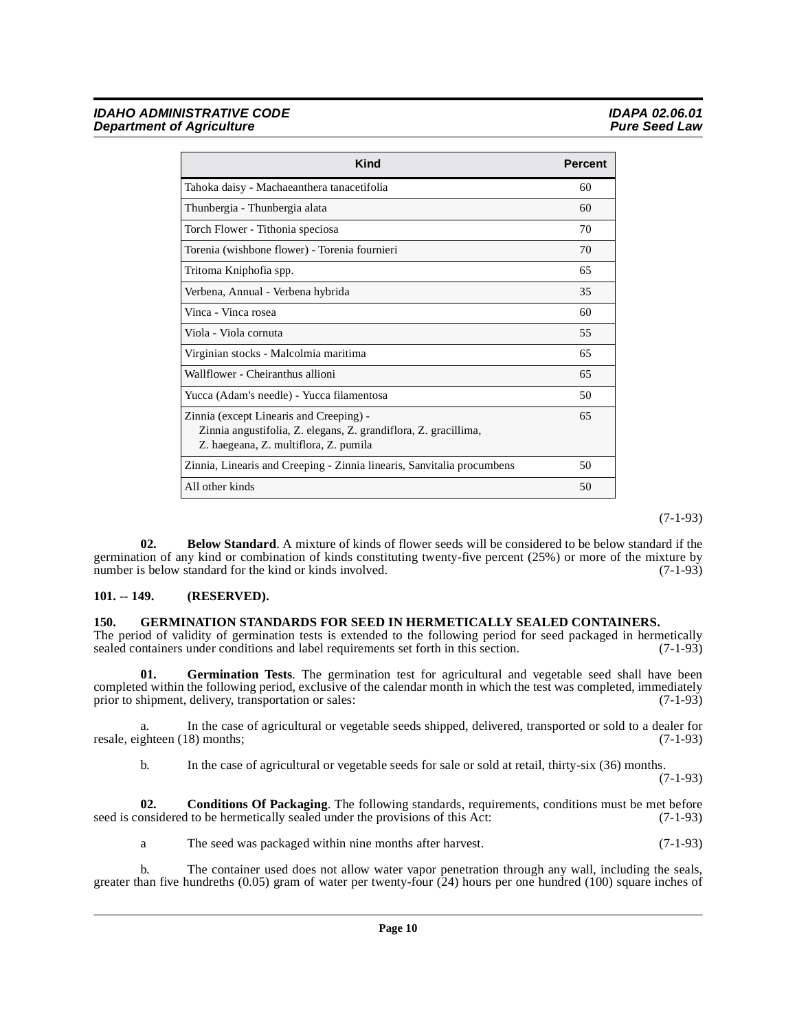| Kind | Percent |
|---|---|
| Tahoka daisy - Machaeanthera tanacetifolia | 60 |
| Thunbergia - Thunbergia alata | 60 |
| Torch Flower - Tithonia speciosa | 70 |
| Torenia (wishbone flower) - Torenia fournieri | 70 |
| Tritoma Kniphofia spp. | 65 |
| Verbena, Annual - Verbena hybrida | 35 |
| Vinca - Vinca rosea | 60 |
| Viola - Viola cornuta | 55 |
| Virginian stocks - Malcolmia maritima | 65 |
| Wallflower - Cheiranthus allioni | 65 |
| Yucca (Adam's needle) - Yucca filamentosa | 50 |
| Zinnia (except Linearis and Creeping) - Zinnia angustifolia, Z. elegans, Z. grandiflora, Z. gracillima, Z. haegeana, Z. multiflora, Z. pumila | 65 |
| Zinnia, Linearis and Creeping - Zinnia linearis, Sanvitalia procumbens | 50 |
| All other kinds | 50 |

(7-1-93)

**02. Below Standard**. A mixture of kinds of flower seeds will be considered to be below standard if the germination of any kind or combination of kinds constituting twenty-five percent (25%) or more of the mixture by number is below standard for the kind or kinds involved. (7-1-93)

## 101. -- 149. (RESERVED).

## 150. GERMINATION STANDARDS FOR SEED IN HERMETICALLY SEALED CONTAINERS.

The period of validity of germination tests is extended to the following period for seed packaged in hermetically sealed containers under conditions and label requirements set forth in this section. (7-1-93)

**01. Germination Tests**. The germination test for agricultural and vegetable seed shall have been completed within the following period, exclusive of the calendar month in which the test was completed, immediately prior to shipment, delivery, transportation or sales: (7-1-93)

a. In the case of agricultural or vegetable seeds shipped, delivered, transported or sold to a dealer for resale, eighteen (18) months; (7-1-93)

b. In the case of agricultural or vegetable seeds for sale or sold at retail, thirty-six (36) months. (7-1-93)

**02. Conditions Of Packaging**. The following standards, requirements, conditions must be met before seed is considered to be hermetically sealed under the provisions of this Act: (7-1-93)

a The seed was packaged within nine months after harvest. (7-1-93)

b. The container used does not allow water vapor penetration through any wall, including the seals, greater than five hundreths (0.05) gram of water per twenty-four (24) hours per one hundred (100) square inches of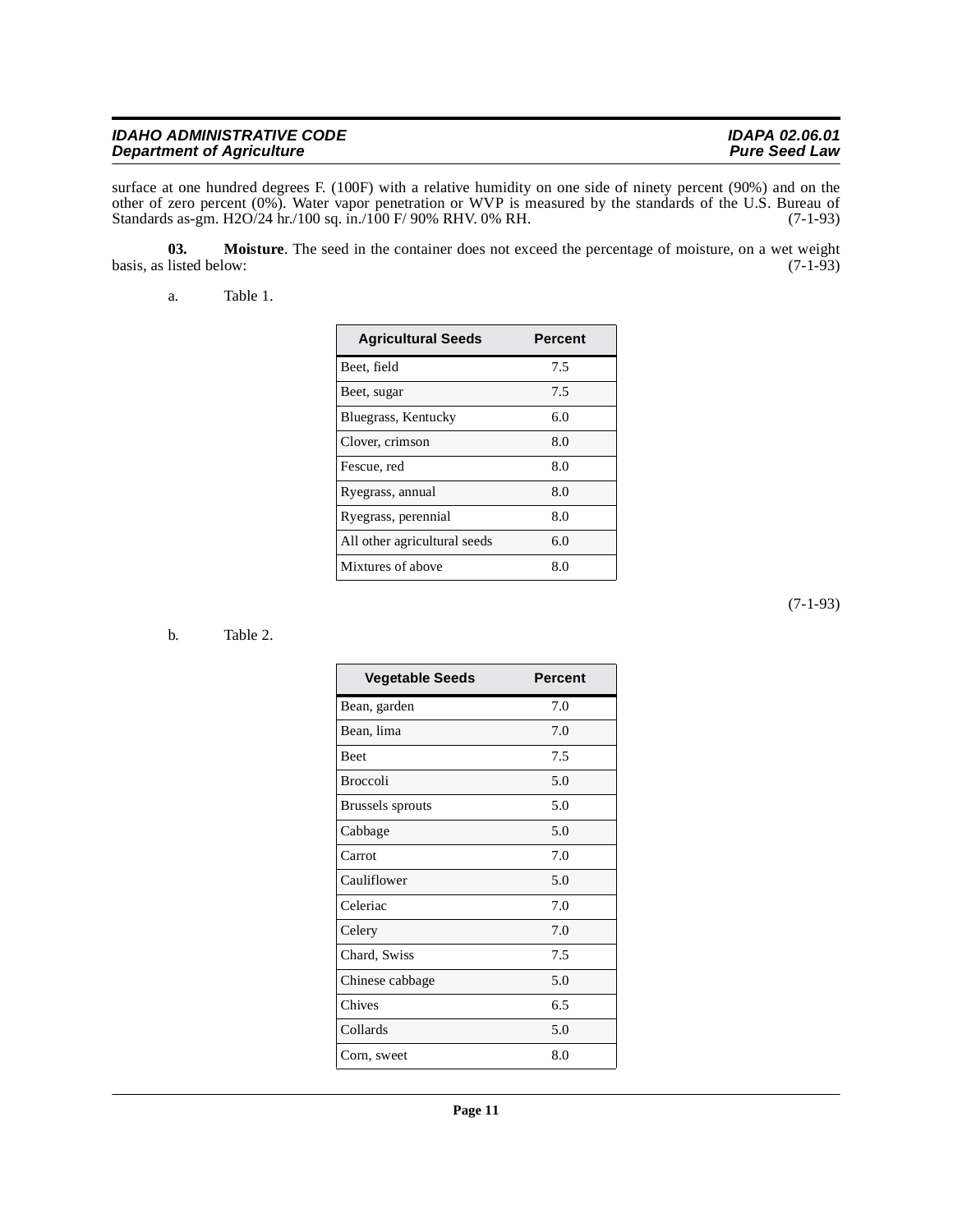surface at one hundred degrees F. (100F) with a relative humidity on one side of ninety percent (90%) and on the other of zero percent (0%). Water vapor penetration or WVP is measured by the standards of the U.S. Bureau of Standards as-gm. $H_2O$/24 hr./100 sq. in./100 F/ 90% RHV. 0% RH. (7-1-93)

**03. Moisture**. The seed in the container does not exceed the percentage of moisture, on a wet weight basis, as listed below: (7-1-93)

a. Table 1.

| Agricultural Seeds | Percent |
|---|---|
| Beet, field | 7.5 |
| Beet, sugar | 7.5 |
| Bluegrass, Kentucky | 6.0 |
| Clover, crimson | 8.0 |
| Fescue, red | 8.0 |
| Ryegrass, annual | 8.0 |
| Ryegrass, perennial | 8.0 |
| All other agricultural seeds | 6.0 |
| Mixtures of above | 8.0 |

(7-1-93)

b. Table 2.

| Vegetable Seeds | Percent |
|---|---|
| Bean, garden | 7.0 |
| Bean, lima | 7.0 |
| Beet | 7.5 |
| Broccoli | 5.0 |
| Brussels sprouts | 5.0 |
| Cabbage | 5.0 |
| Carrot | 7.0 |
| Cauliflower | 5.0 |
| Celeriac | 7.0 |
| Celery | 7.0 |
| Chard, Swiss | 7.5 |
| Chinese cabbage | 5.0 |
| Chives | 6.5 |
| Collards | 5.0 |
| Corn, sweet | 8.0 |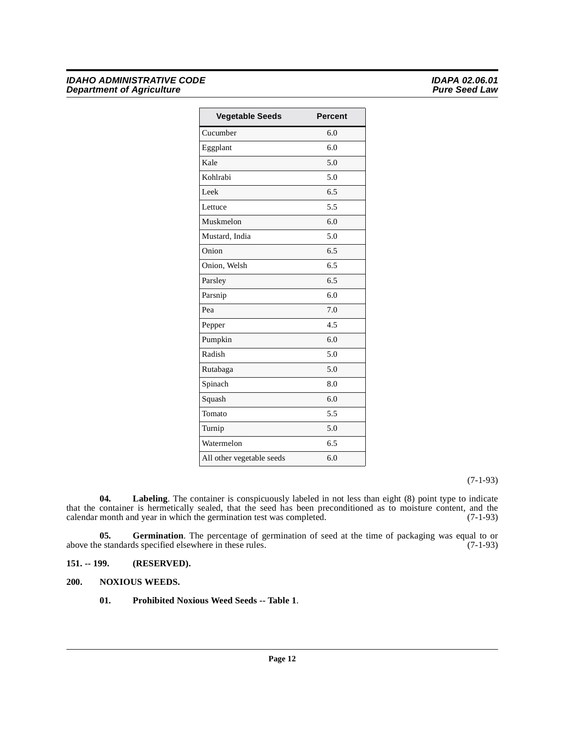| Vegetable Seeds | Percent |
|---|---|
| Cucumber | 6.0 |
| Eggplant | 6.0 |
| Kale | 5.0 |
| Kohlrabi | 5.0 |
| Leek | 6.5 |
| Lettuce | 5.5 |
| Muskmelon | 6.0 |
| Mustard, India | 5.0 |
| Onion | 6.5 |
| Onion, Welsh | 6.5 |
| Parsley | 6.5 |
| Parsnip | 6.0 |
| Pea | 7.0 |
| Pepper | 4.5 |
| Pumpkin | 6.0 |
| Radish | 5.0 |
| Rutabaga | 5.0 |
| Spinach | 8.0 |
| Squash | 6.0 |
| Tomato | 5.5 |
| Turnip | 5.0 |
| Watermelon | 6.5 |
| All other vegetable seeds | 6.0 |

(7-1-93)

**04. Labeling**. The container is conspicuously labeled in not less than eight (8) point type to indicate that the container is hermetically sealed, that the seed has been preconditioned as to moisture content, and the calendar month and year in which the germination test was completed. (7-1-93)

**05. Germination**. The percentage of germination of seed at the time of packaging was equal to or above the standards specified elsewhere in these rules. (7-1-93)

**151. -- 199. (RESERVED).**

**200. NOXIOUS WEEDS.**

**01. Prohibited Noxious Weed Seeds -- Table 1**.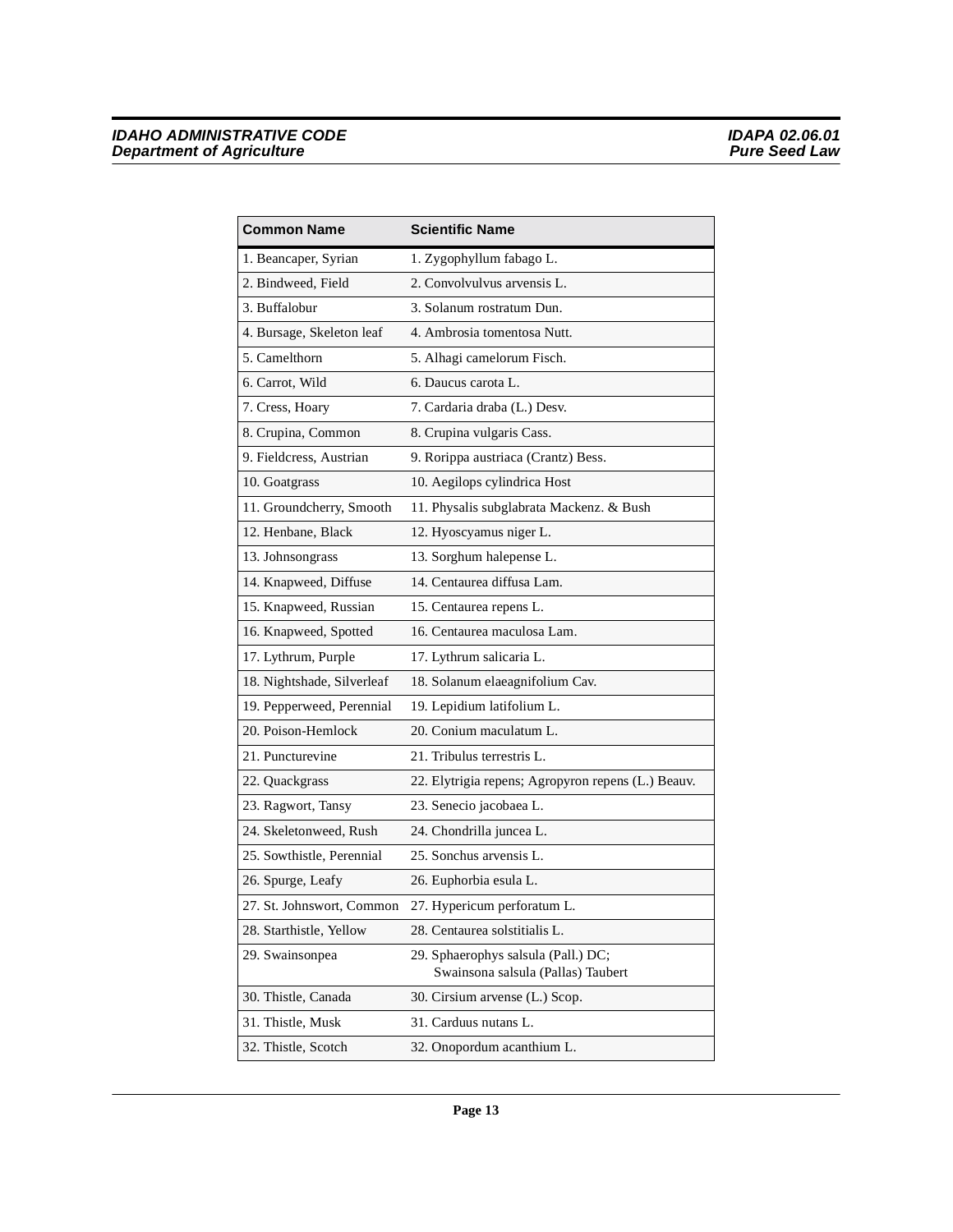| Common Name | Scientific Name |
|---|---|
| 1. Beancaper, Syrian | 1. Zygophyllum fabago L. |
| 2. Bindweed, Field | 2. Convolvulvus arvensis L. |
| 3. Buffalobur | 3. Solanum rostratum Dun. |
| 4. Bursage, Skeleton leaf | 4. Ambrosia tomentosa Nutt. |
| 5. Camelthorn | 5. Alhagi camelorum Fisch. |
| 6. Carrot, Wild | 6. Daucus carota L. |
| 7. Cress, Hoary | 7. Cardaria draba (L.) Desv. |
| 8. Crupina, Common | 8. Crupina vulgaris Cass. |
| 9. Fieldcress, Austrian | 9. Rorippa austriaca (Crantz) Bess. |
| 10. Goatgrass | 10. Aegilops cylindrica Host |
| 11. Groundcherry, Smooth | 11. Physalis subglabrata Mackenz. & Bush |
| 12. Henbane, Black | 12. Hyoscyamus niger L. |
| 13. Johnsongrass | 13. Sorghum halepense L. |
| 14. Knapweed, Diffuse | 14. Centaurea diffusa Lam. |
| 15. Knapweed, Russian | 15. Centaurea repens L. |
| 16. Knapweed, Spotted | 16. Centaurea maculosa Lam. |
| 17. Lythrum, Purple | 17. Lythrum salicaria L. |
| 18. Nightshade, Silverleaf | 18. Solanum elaeagnifolium Cav. |
| 19. Pepperweed, Perennial | 19. Lepidium latifolium L. |
| 20. Poison-Hemlock | 20. Conium maculatum L. |
| 21. Puncturevine | 21. Tribulus terrestris L. |
| 22. Quackgrass | 22. Elytrigia repens; Agropyron repens (L.) Beauv. |
| 23. Ragwort, Tansy | 23. Senecio jacobaea L. |
| 24. Skeletonweed, Rush | 24. Chondrilla juncea L. |
| 25. Sowthistle, Perennial | 25. Sonchus arvensis L. |
| 26. Spurge, Leafy | 26. Euphorbia esula L. |
| 27. St. Johnswort, Common | 27. Hypericum perforatum L. |
| 28. Starthistle, Yellow | 28. Centaurea solstitialis L. |
| 29. Swainsonpea | 29. Sphaerophys salsula (Pall.) DC; Swainsona salsula (Pallas) Taubert |
| 30. Thistle, Canada | 30. Cirsium arvense (L.) Scop. |
| 31. Thistle, Musk | 31. Carduus nutans L. |
| 32. Thistle, Scotch | 32. Onopordum acanthium L. |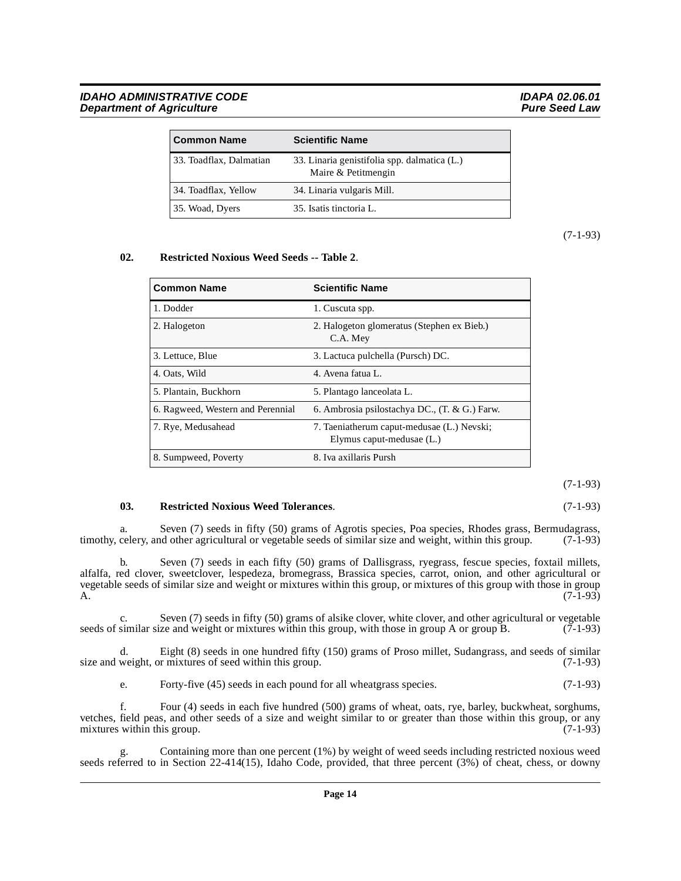| Common Name | Scientific Name |
|---|---|
| 33. Toadflax, Dalmatian | 33. Linaria genistifolia spp. dalmatica (L.) Maire & Petitmengin |
| 34. Toadflax, Yellow | 34. Linaria vulgaris Mill. |
| 35. Woad, Dyers | 35. Isatis tinctoria L. |

(7-1-93)

**02. Restricted Noxious Weed Seeds -- Table 2**.

| Common Name | Scientific Name |
|---|---|
| 1. Dodder | 1. Cuscuta spp. |
| 2. Halogeton | 2. Halogeton glomeratus (Stephen ex Bieb.) C.A. Mey |
| 3. Lettuce, Blue | 3. Lactuca pulchella (Pursch) DC. |
| 4. Oats, Wild | 4. Avena fatua L. |
| 5. Plantain, Buckhorn | 5. Plantago lanceolata L. |
| 6. Ragweed, Western and Perennial | 6. Ambrosia psilostachya DC., (T. & G.) Farw. |
| 7. Rye, Medusahead | 7. Taeniatherum caput-medusae (L.) Nevski; Elymus caput-medusae (L.) |
| 8. Sumpweed, Poverty | 8. Iva axillaris Pursh |

(7-1-93)

**03. Restricted Noxious Weed Tolerances**. (7-1-93)

a. Seven (7) seeds in fifty (50) grams of Agrotis species, Poa species, Rhodes grass, Bermudagrass, timothy, celery, and other agricultural or vegetable seeds of similar size and weight, within this group. (7-1-93)

b. Seven (7) seeds in each fifty (50) grams of Dallisgrass, ryegrass, fescue species, foxtail millets, alfalfa, red clover, sweetclover, lespedeza, bromegrass, Brassica species, carrot, onion, and other agricultural or vegetable seeds of similar size and weight or mixtures within this group, or mixtures of this group with those in group A. (7-1-93)

c. Seven (7) seeds in fifty (50) grams of alsike clover, white clover, and other agricultural or vegetable seeds of similar size and weight or mixtures within this group, with those in group A or group B. (7-1-93)

d. Eight (8) seeds in one hundred fifty (150) grams of Proso millet, Sudangrass, and seeds of similar size and weight, or mixtures of seed within this group. (7-1-93)

e. Forty-five (45) seeds in each pound for all wheatgrass species. (7-1-93)

f. Four (4) seeds in each five hundred (500) grams of wheat, oats, rye, barley, buckwheat, sorghums, vetches, field peas, and other seeds of a size and weight similar to or greater than those within this group, or any mixtures within this group. (7-1-93)

g. Containing more than one percent (1%) by weight of weed seeds including restricted noxious weed seeds referred to in Section 22-414(15), Idaho Code, provided, that three percent (3%) of cheat, chess, or downy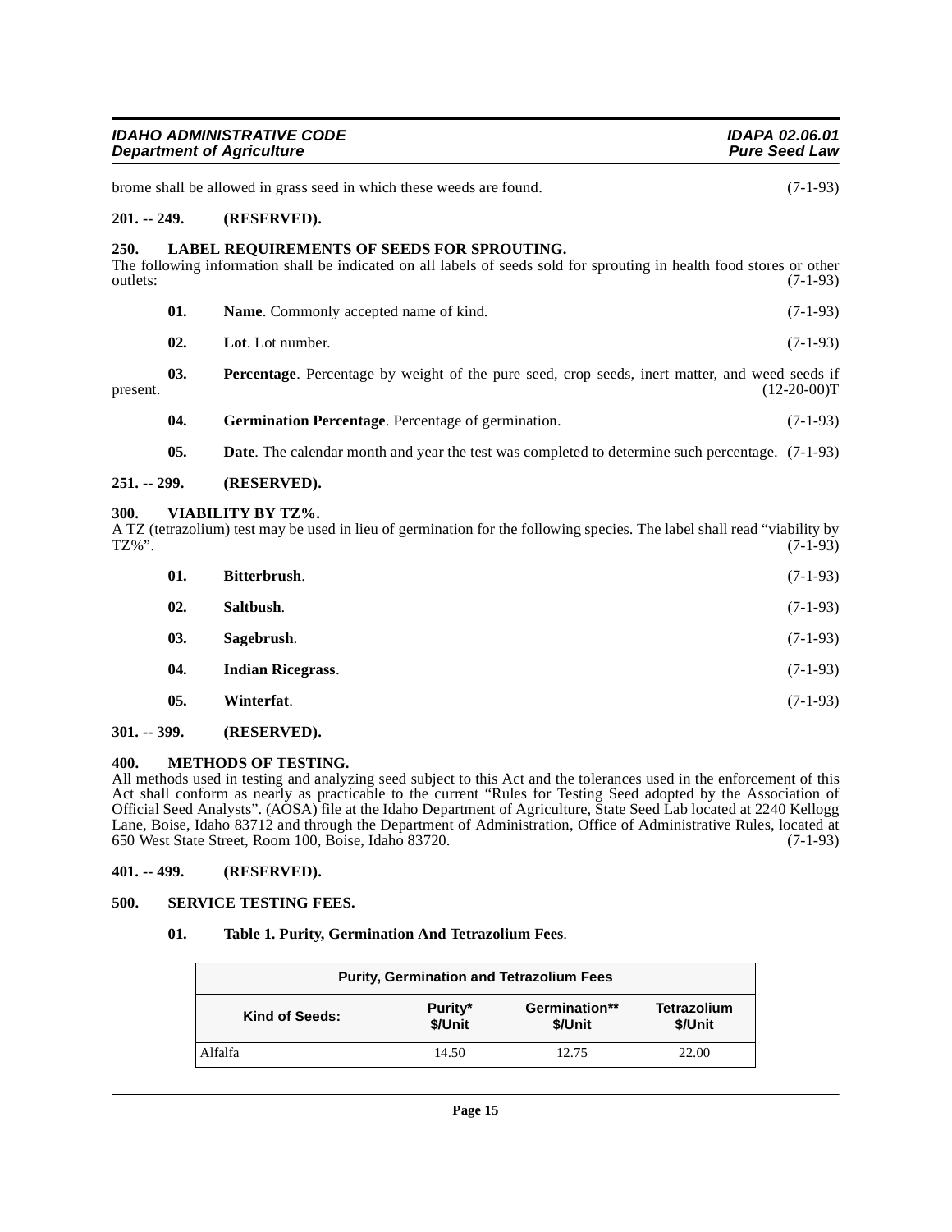brome shall be allowed in grass seed in which these weeds are found. (7-1-93)

**201. -- 249. (RESERVED).**

**250. LABEL REQUIREMENTS OF SEEDS FOR SPROUTING.**

The following information shall be indicated on all labels of seeds sold for sprouting in health food stores or other outlets: (7-1-93)

**01. Name**. Commonly accepted name of kind. (7-1-93)

**02. Lot**. Lot number. (7-1-93)

**03. Percentage**. Percentage by weight of the pure seed, crop seeds, inert matter, and weed seeds if present. (12-20-00)T

**04. Germination Percentage**. Percentage of germination. (7-1-93)

**05. Date**. The calendar month and year the test was completed to determine such percentage. (7-1-93)

**251. -- 299. (RESERVED).**

**300. VIABILITY BY TZ%.**

A TZ (tetrazolium) test may be used in lieu of germination for the following species. The label shall read "viability by TZ%". (7-1-93)

**01. Bitterbrush**. (7-1-93)

**02. Saltbush**. (7-1-93)

**03. Sagebrush**. (7-1-93)

**04. Indian Ricegrass**. (7-1-93)

**05. Winterfat**. (7-1-93)

**301. -- 399. (RESERVED).**

**400. METHODS OF TESTING.**

All methods used in testing and analyzing seed subject to this Act and the tolerances used in the enforcement of this Act shall conform as nearly as practicable to the current "Rules for Testing Seed adopted by the Association of Official Seed Analysts". (AOSA) file at the Idaho Department of Agriculture, State Seed Lab located at 2240 Kellogg Lane, Boise, Idaho 83712 and through the Department of Administration, Office of Administrative Rules, located at 650 West State Street, Room 100, Boise, Idaho 83720. (7-1-93)

**401. -- 499. (RESERVED).**

**500. SERVICE TESTING FEES.**

**01. Table 1. Purity, Germination And Tetrazolium Fees**.

| Purity, Germination and Tetrazolium Fees | | | |
|---|---|---|---|
| **Kind of Seeds:** | **Purity* $/Unit** | **Germination** $/Unit** | **Tetrazolium $/Unit** |
| Alfalfa | 14.50 | 12.75 | 22.00 |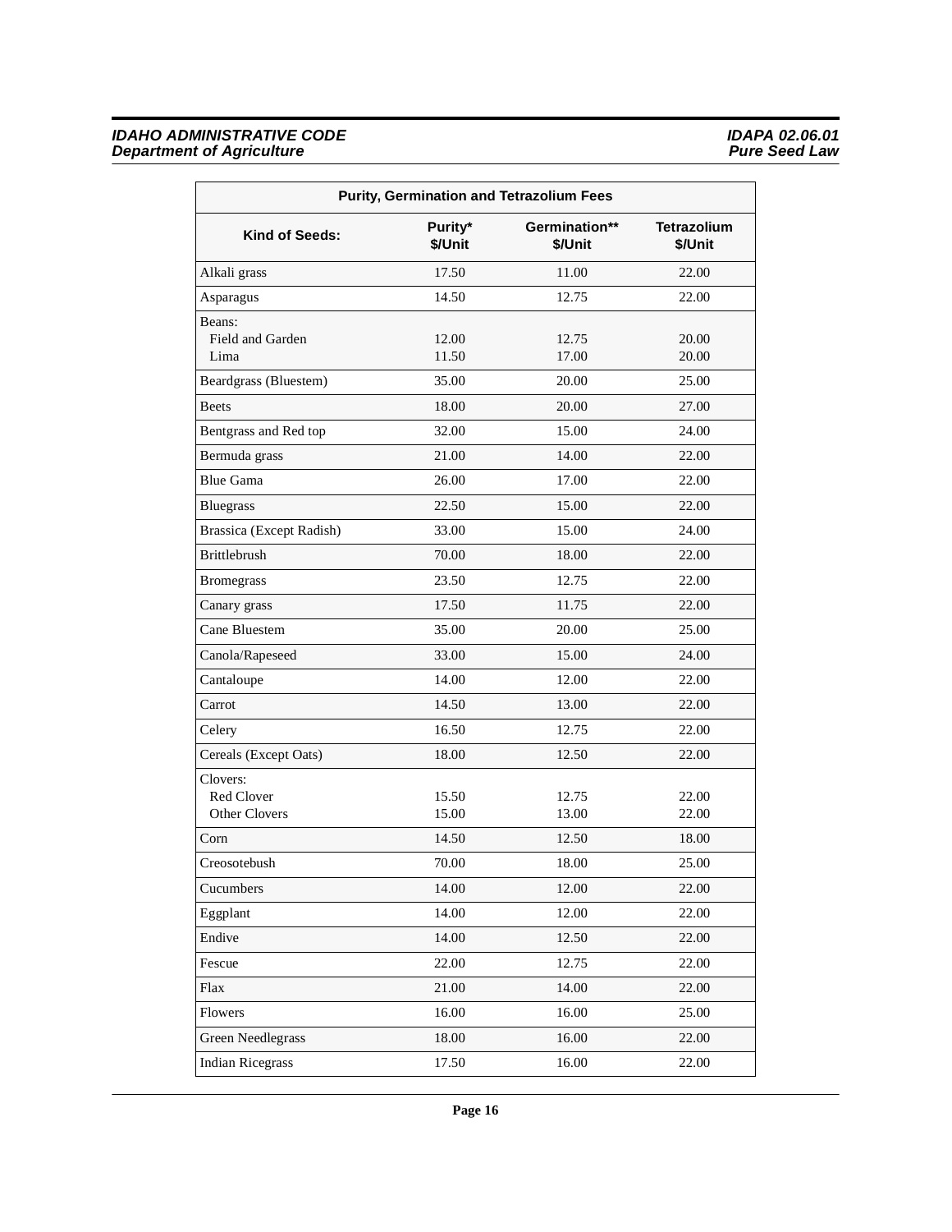| Purity, Germination and Tetrazolium Fees | | | |
|---|---|---|---|
| **Kind of Seeds:** | **Purity* $/Unit** | **Germination** $/Unit** | **Tetrazolium $/Unit** |
| Alkali grass | 17.50 | 11.00 | 22.00 |
| Asparagus | 14.50 | 12.75 | 22.00 |
| Beans: | | | |
| Field and Garden | 12.00 | 12.75 | 20.00 |
| Lima | 11.50 | 17.00 | 20.00 |
| Beardgrass (Bluestem) | 35.00 | 20.00 | 25.00 |
| Beets | 18.00 | 20.00 | 27.00 |
| Bentgrass and Red top | 32.00 | 15.00 | 24.00 |
| Bermuda grass | 21.00 | 14.00 | 22.00 |
| Blue Gama | 26.00 | 17.00 | 22.00 |
| Bluegrass | 22.50 | 15.00 | 22.00 |
| Brassica (Except Radish) | 33.00 | 15.00 | 24.00 |
| Brittlebrush | 70.00 | 18.00 | 22.00 |
| Bromegrass | 23.50 | 12.75 | 22.00 |
| Canary grass | 17.50 | 11.75 | 22.00 |
| Cane Bluestem | 35.00 | 20.00 | 25.00 |
| Canola/Rapeseed | 33.00 | 15.00 | 24.00 |
| Cantaloupe | 14.00 | 12.00 | 22.00 |
| Carrot | 14.50 | 13.00 | 22.00 |
| Celery | 16.50 | 12.75 | 22.00 |
| Cereals (Except Oats) | 18.00 | 12.50 | 22.00 |
| Clovers: | | | |
| Red Clover | 15.50 | 12.75 | 22.00 |
| Other Clovers | 15.00 | 13.00 | 22.00 |
| Corn | 14.50 | 12.50 | 18.00 |
| Creosotebush | 70.00 | 18.00 | 25.00 |
| Cucumbers | 14.00 | 12.00 | 22.00 |
| Eggplant | 14.00 | 12.00 | 22.00 |
| Endive | 14.00 | 12.50 | 22.00 |
| Fescue | 22.00 | 12.75 | 22.00 |
| Flax | 21.00 | 14.00 | 22.00 |
| Flowers | 16.00 | 16.00 | 25.00 |
| Green Needlegrass | 18.00 | 16.00 | 22.00 |
| Indian Ricegrass | 17.50 | 16.00 | 22.00 |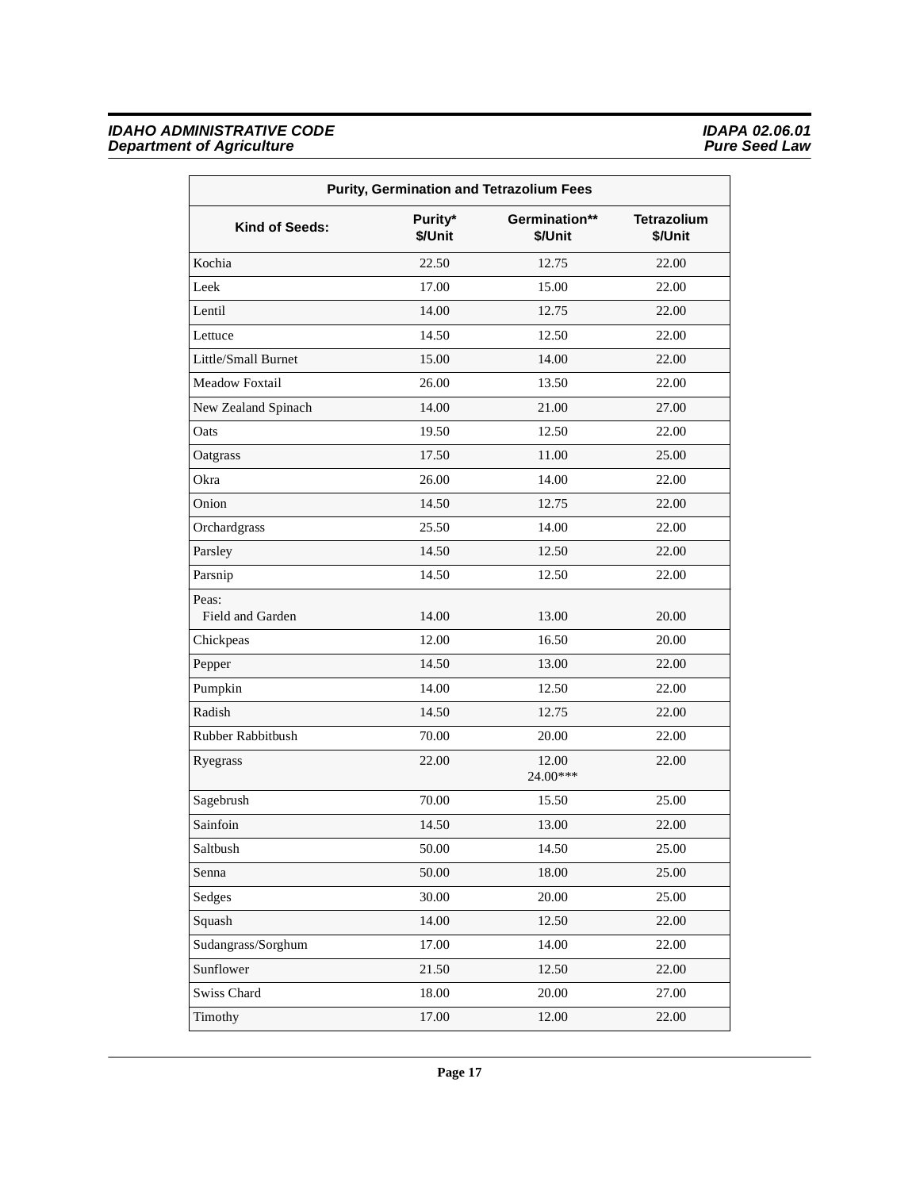| Purity, Germination and Tetrazolium Fees | | | |
|---|---|---|---|
| **Kind of Seeds:** | **Purity* $/Unit** | **Germination** $/Unit** | **Tetrazolium $/Unit** |
| Kochia | 22.50 | 12.75 | 22.00 |
| Leek | 17.00 | 15.00 | 22.00 |
| Lentil | 14.00 | 12.75 | 22.00 |
| Lettuce | 14.50 | 12.50 | 22.00 |
| Little/Small Burnet | 15.00 | 14.00 | 22.00 |
| Meadow Foxtail | 26.00 | 13.50 | 22.00 |
| New Zealand Spinach | 14.00 | 21.00 | 27.00 |
| Oats | 19.50 | 12.50 | 22.00 |
| Oatgrass | 17.50 | 11.00 | 25.00 |
| Okra | 26.00 | 14.00 | 22.00 |
| Onion | 14.50 | 12.75 | 22.00 |
| Orchardgrass | 25.50 | 14.00 | 22.00 |
| Parsley | 14.50 | 12.50 | 22.00 |
| Parsnip | 14.50 | 12.50 | 22.00 |
| Peas: Field and Garden | 14.00 | 13.00 | 20.00 |
| Chickpeas | 12.00 | 16.50 | 20.00 |
| Pepper | 14.50 | 13.00 | 22.00 |
| Pumpkin | 14.00 | 12.50 | 22.00 |
| Radish | 14.50 | 12.75 | 22.00 |
| Rubber Rabbitbush | 70.00 | 20.00 | 22.00 |
| Ryegrass | 22.00 | 12.00 24.00*** | 22.00 |
| Sagebrush | 70.00 | 15.50 | 25.00 |
| Sainfoin | 14.50 | 13.00 | 22.00 |
| Saltbush | 50.00 | 14.50 | 25.00 |
| Senna | 50.00 | 18.00 | 25.00 |
| Sedges | 30.00 | 20.00 | 25.00 |
| Squash | 14.00 | 12.50 | 22.00 |
| Sudangrass/Sorghum | 17.00 | 14.00 | 22.00 |
| Sunflower | 21.50 | 12.50 | 22.00 |
| Swiss Chard | 18.00 | 20.00 | 27.00 |
| Timothy | 17.00 | 12.00 | 22.00 |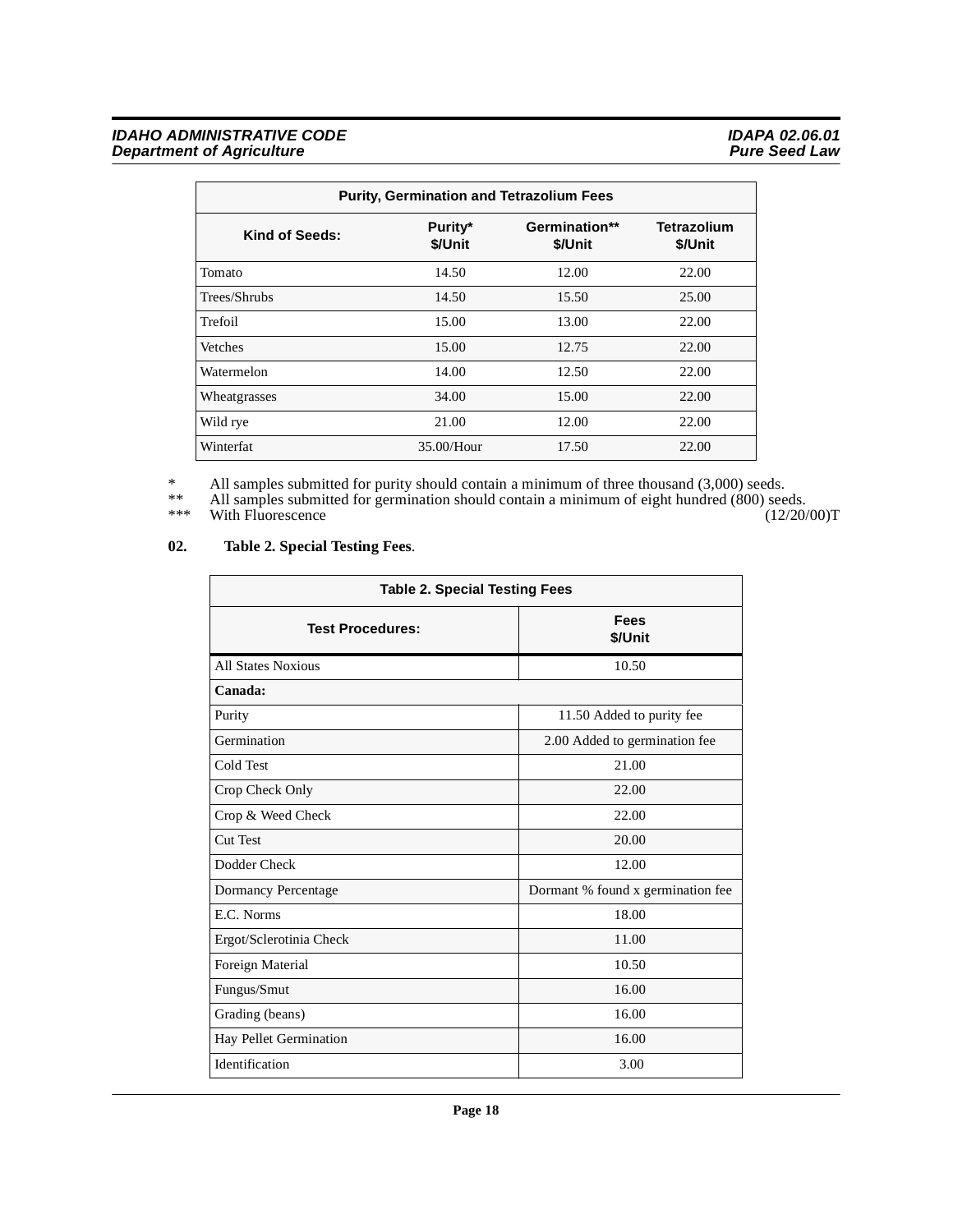| Purity, Germination and Tetrazolium Fees | | | |
|---|---|---|---|
| **Kind of Seeds:** | **Purity* $/Unit** | **Germination** $/Unit** | **Tetrazolium $/Unit** |
| Tomato | 14.50 | 12.00 | 22.00 |
| Trees/Shrubs | 14.50 | 15.50 | 25.00 |
| Trefoil | 15.00 | 13.00 | 22.00 |
| Vetches | 15.00 | 12.75 | 22.00 |
| Watermelon | 14.00 | 12.50 | 22.00 |
| Wheatgrasses | 34.00 | 15.00 | 22.00 |
| Wild rye | 21.00 | 12.00 | 22.00 |
| Winterfat | 35.00/Hour | 17.50 | 22.00 |

\* All samples submitted for purity should contain a minimum of three thousand (3,000) seeds.

\** All samples submitted for germination should contain a minimum of eight hundred (800) seeds.

\*** With Fluorescence (12/20/00)T

**02. Table 2. Special Testing Fees**.

| Table 2. Special Testing Fees | |
|---|---|
| **Test Procedures:** | **Fees $/Unit** |
| All States Noxious | 10.50 |
| **Canada:** | |
| Purity | 11.50 Added to purity fee |
| Germination | 2.00 Added to germination fee |
| Cold Test | 21.00 |
| Crop Check Only | 22.00 |
| Crop & Weed Check | 22.00 |
| Cut Test | 20.00 |
| Dodder Check | 12.00 |
| Dormancy Percentage | Dormant % found x germination fee |
| E.C. Norms | 18.00 |
| Ergot/Sclerotinia Check | 11.00 |
| Foreign Material | 10.50 |
| Fungus/Smut | 16.00 |
| Grading (beans) | 16.00 |
| Hay Pellet Germination | 16.00 |
| Identification | 3.00 |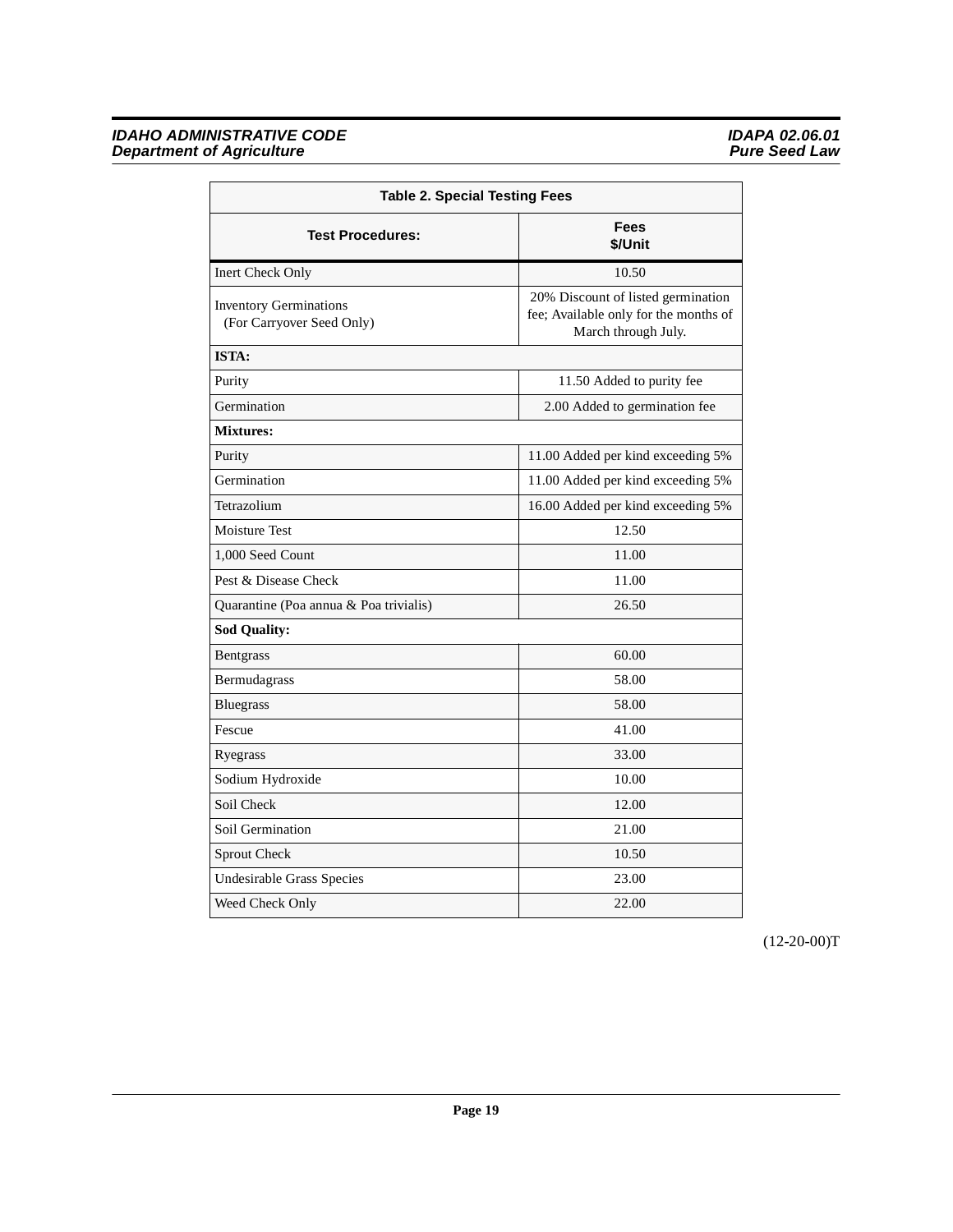| Table 2. Special Testing Fees | |
|---|---|
| **Test Procedures:** | **Fees $/Unit** |
| Inert Check Only | 10.50 |
| Inventory Germinations (For Carryover Seed Only) | 20% Discount of listed germination fee; Available only for the months of March through July. |
| **ISTA:** | |
| Purity | 11.50 Added to purity fee |
| Germination | 2.00 Added to germination fee |
| **Mixtures:** | |
| Purity | 11.00 Added per kind exceeding 5% |
| Germination | 11.00 Added per kind exceeding 5% |
| Tetrazolium | 16.00 Added per kind exceeding 5% |
| Moisture Test | 12.50 |
| 1,000 Seed Count | 11.00 |
| Pest & Disease Check | 11.00 |
| Quarantine (Poa annua & Poa trivialis) | 26.50 |
| **Sod Quality:** | |
| Bentgrass | 60.00 |
| Bermudagrass | 58.00 |
| Bluegrass | 58.00 |
| Fescue | 41.00 |
| Ryegrass | 33.00 |
| Sodium Hydroxide | 10.00 |
| Soil Check | 12.00 |
| Soil Germination | 21.00 |
| Sprout Check | 10.50 |
| Undesirable Grass Species | 23.00 |
| Weed Check Only | 22.00 |

(12-20-00)T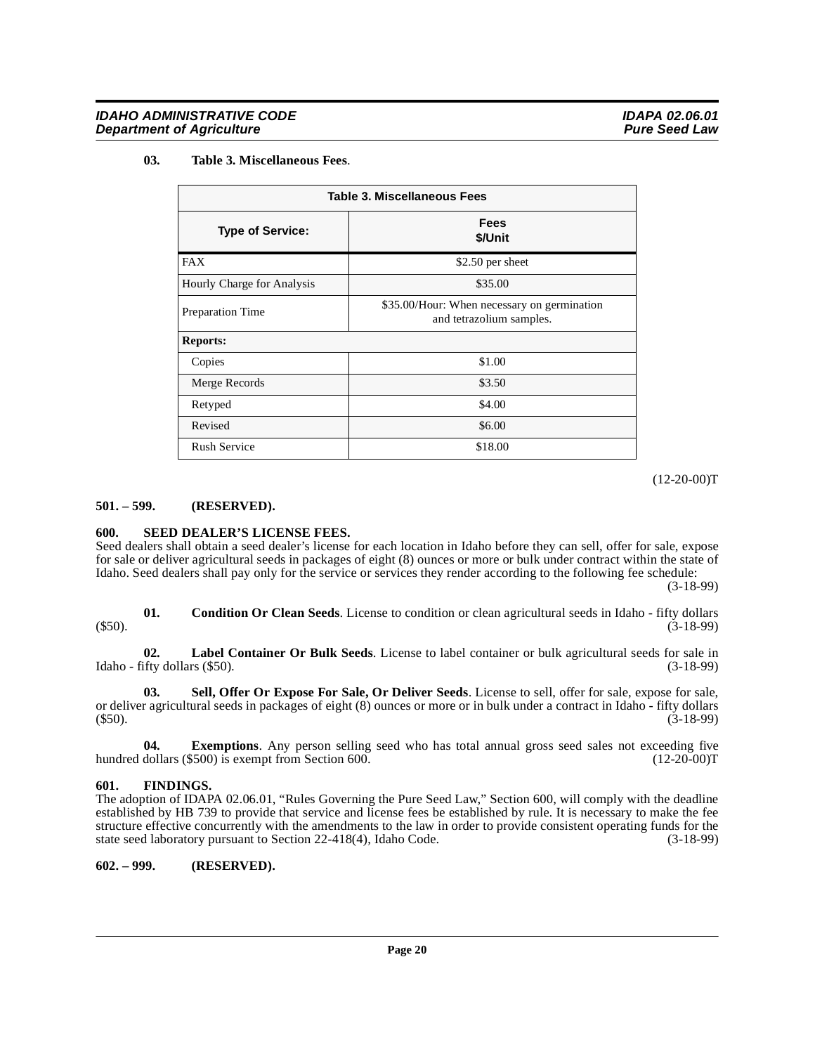**03. Table 3. Miscellaneous Fees**.

| Table 3. Miscellaneous Fees | |
|---|---|
| **Type of Service:** | **Fees $/Unit** |
| FAX | $2.50 per sheet |
| Hourly Charge for Analysis | $35.00 |
| Preparation Time | $35.00/Hour: When necessary on germination and tetrazolium samples. |
| **Reports:** | |
| Copies | $1.00 |
| Merge Records | $3.50 |
| Retyped | $4.00 |
| Revised | $6.00 |
| Rush Service | $18.00 |

(12-20-00)T

**501. – 599. (RESERVED).**

**600. SEED DEALER'S LICENSE FEES.**

Seed dealers shall obtain a seed dealer's license for each location in Idaho before they can sell, offer for sale, expose for sale or deliver agricultural seeds in packages of eight (8) ounces or more or bulk under contract within the state of Idaho. Seed dealers shall pay only for the service or services they render according to the following fee schedule: (3-18-99)

**01. Condition Or Clean Seeds**. License to condition or clean agricultural seeds in Idaho - fifty dollars ($50). (3-18-99)

**02. Label Container Or Bulk Seeds**. License to label container or bulk agricultural seeds for sale in Idaho - fifty dollars ($50). (3-18-99)

**03. Sell, Offer Or Expose For Sale, Or Deliver Seeds**. License to sell, offer for sale, expose for sale, or deliver agricultural seeds in packages of eight (8) ounces or more or in bulk under a contract in Idaho - fifty dollars ($50). (3-18-99)

**04. Exemptions**. Any person selling seed who has total annual gross seed sales not exceeding five hundred dollars ($500) is exempt from Section 600. (12-20-00)T

**601. FINDINGS.**

The adoption of IDAPA 02.06.01, "Rules Governing the Pure Seed Law," Section 600, will comply with the deadline established by HB 739 to provide that service and license fees be established by rule. It is necessary to make the fee structure effective concurrently with the amendments to the law in order to provide consistent operating funds for the state seed laboratory pursuant to Section 22-418(4), Idaho Code. (3-18-99)

**602. – 999. (RESERVED).**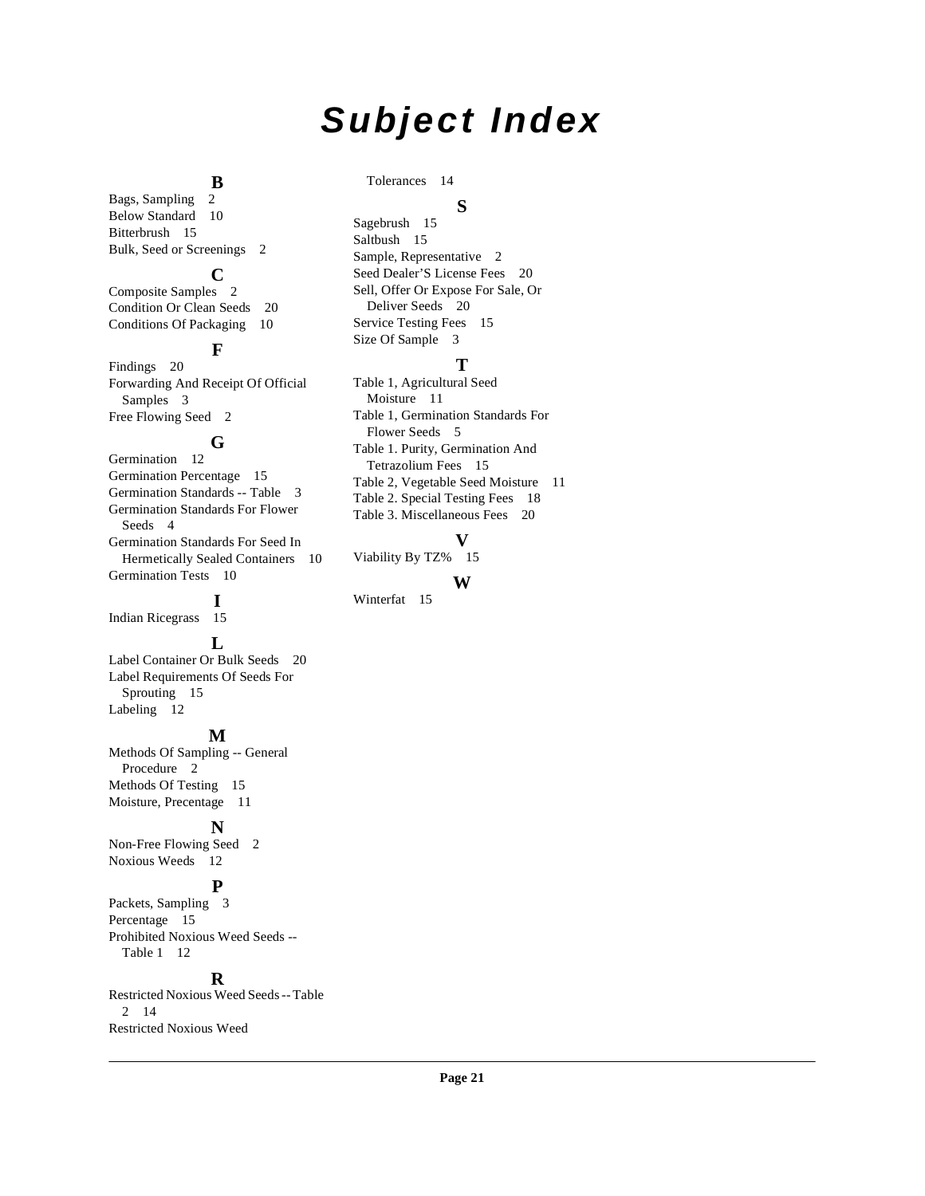# Subject Index

**B**

Bags, Sampling 2
Below Standard 10
Bitterbrush 15
Bulk, Seed or Screenings 2

**C**

Composite Samples 2
Condition Or Clean Seeds 20
Conditions Of Packaging 10

**F**

Findings 20
Forwarding And Receipt Of Official Samples 3
Free Flowing Seed 2

**G**

Germination 12
Germination Percentage 15
Germination Standards -- Table 3
Germination Standards For Flower Seeds 4
Germination Standards For Seed In Hermetically Sealed Containers 10
Germination Tests 10

**I**

Indian Ricegrass 15

**L**

Label Container Or Bulk Seeds 20
Label Requirements Of Seeds For Sprouting 15
Labeling 12

**M**

Methods Of Sampling -- General Procedure 2
Methods Of Testing 15
Moisture, Precentage 11

**N**

Non-Free Flowing Seed 2
Noxious Weeds 12

**P**

Packets, Sampling 3
Percentage 15
Prohibited Noxious Weed Seeds -- Table 1 12

**R**

Restricted Noxious Weed Seeds -- Table 2 14
Restricted Noxious Weed Tolerances 14

**S**

Sagebrush 15
Saltbush 15
Sample, Representative 2
Seed Dealer'S License Fees 20
Sell, Offer Or Expose For Sale, Or Deliver Seeds 20
Service Testing Fees 15
Size Of Sample 3

**T**

Table 1, Agricultural Seed Moisture 11
Table 1, Germination Standards For Flower Seeds 5
Table 1. Purity, Germination And Tetrazolium Fees 15
Table 2, Vegetable Seed Moisture 11
Table 2. Special Testing Fees 18
Table 3. Miscellaneous Fees 20

**V**

Viability By TZ% 15

**W**

Winterfat 15